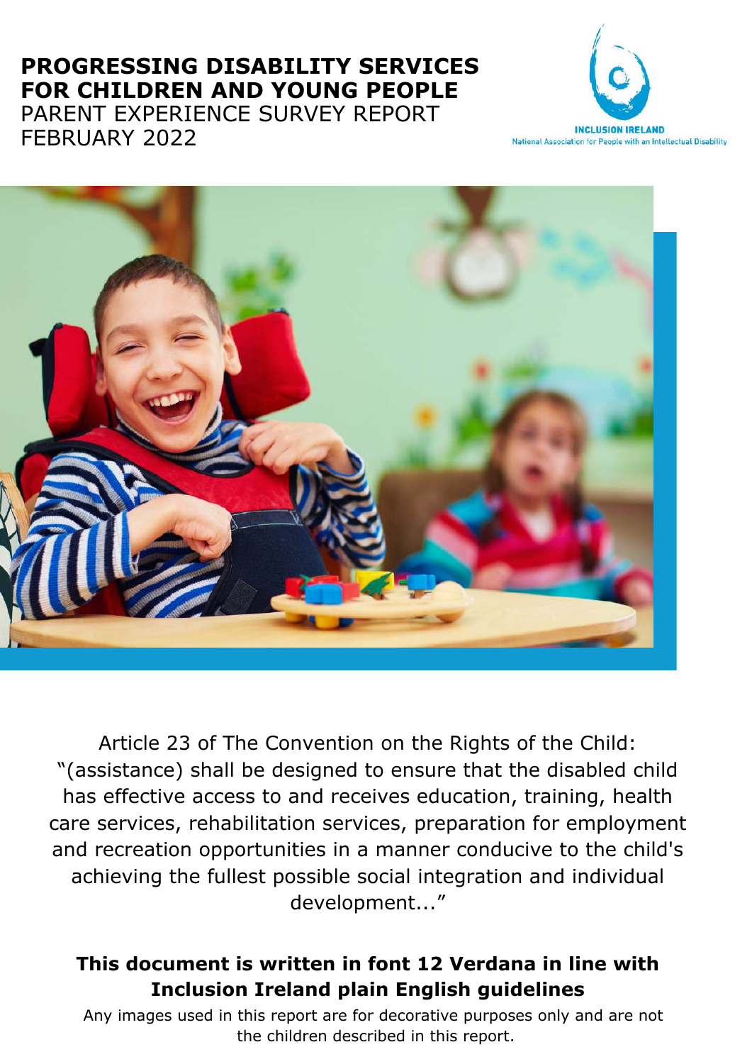# PROGRESSING DISABILITY SERVICES FOR CHILDREN AND YOUNG PEOPLE

PARENT EXPERIENCE SURVEY REPORT
FEBRUARY 2022

INCLUSION IRELAND
National Association for People with an Intellectual Disability

Article 23 of The Convention on the Rights of the Child: "(assistance) shall be designed to ensure that the disabled child has effective access to and receives education, training, health care services, rehabilitation services, preparation for employment and recreation opportunities in a manner conducive to the child's achieving the fullest possible social integration and individual development..."

**This document is written in font 12 Verdana in line with Inclusion Ireland plain English guidelines**

Any images used in this report are for decorative purposes only and are not the children described in this report.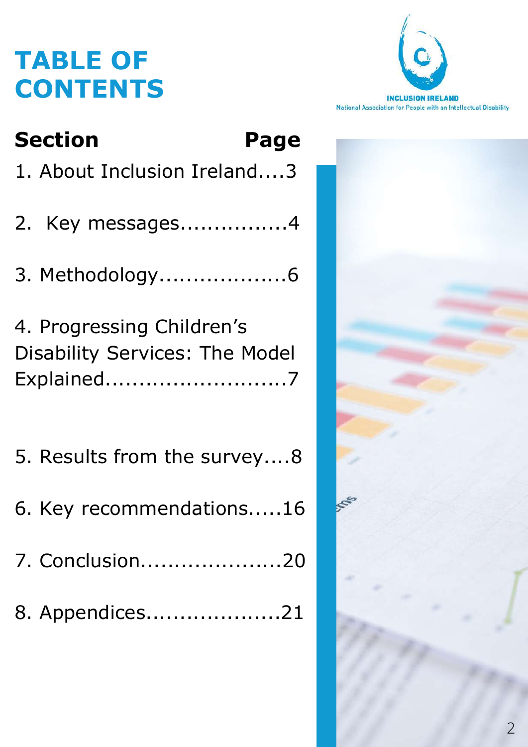# TABLE OF CONTENTS

INCLUSION IRELAND
National Association for People with an Intellectual Disability

| Section | Page |
|---|---|
| 1. About Inclusion Ireland | 3 |
| 2. Key messages | 4 |
| 3. Methodology | 6 |
| 4. Progressing Children's Disability Services: The Model Explained | 7 |
| 5. Results from the survey | 8 |
| 6. Key recommendations | 16 |
| 7. Conclusion | 20 |
| 8. Appendices | 21 |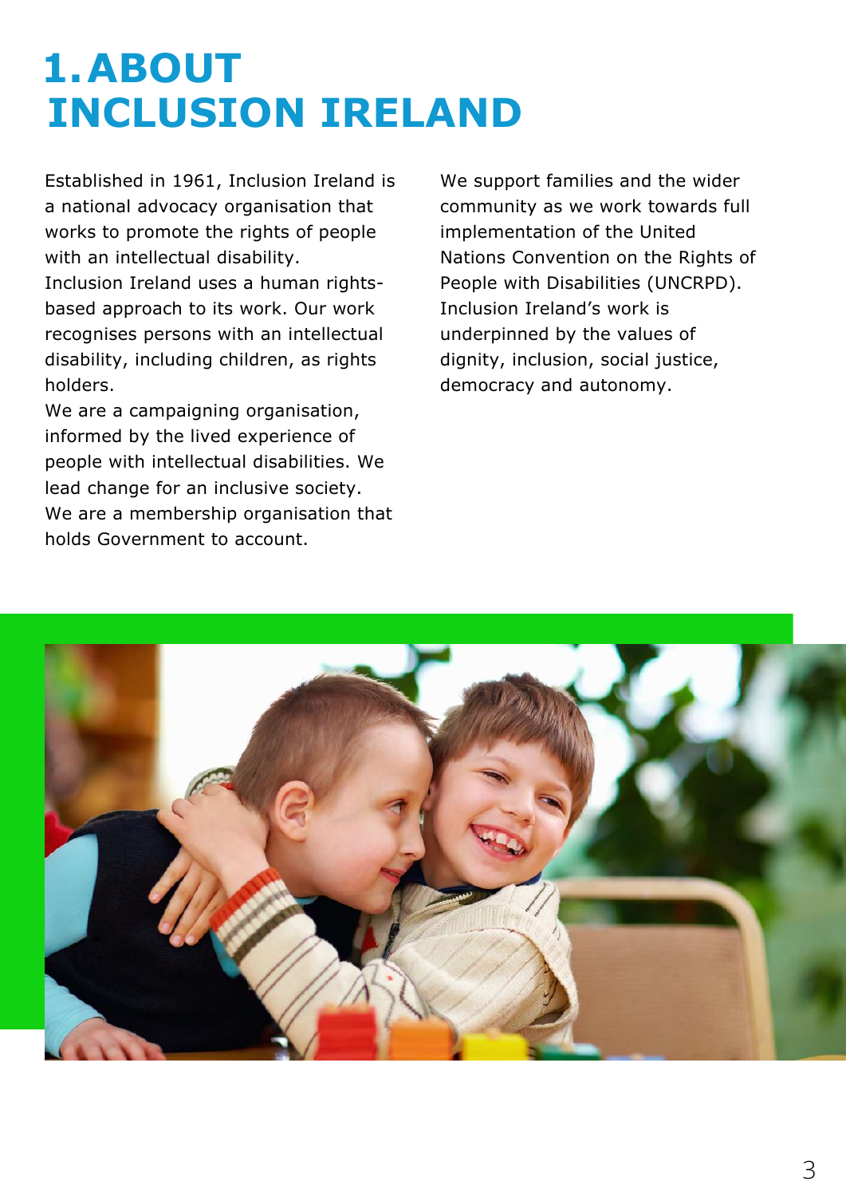# 1. ABOUT INCLUSION IRELAND

Established in 1961, Inclusion Ireland is a national advocacy organisation that works to promote the rights of people with an intellectual disability.

Inclusion Ireland uses a human rights-based approach to its work. Our work recognises persons with an intellectual disability, including children, as rights holders.

We are a campaigning organisation, informed by the lived experience of people with intellectual disabilities. We lead change for an inclusive society.

We are a membership organisation that holds Government to account.

We support families and the wider community as we work towards full implementation of the United Nations Convention on the Rights of People with Disabilities (UNCRPD).

Inclusion Ireland's work is underpinned by the values of dignity, inclusion, social justice, democracy and autonomy.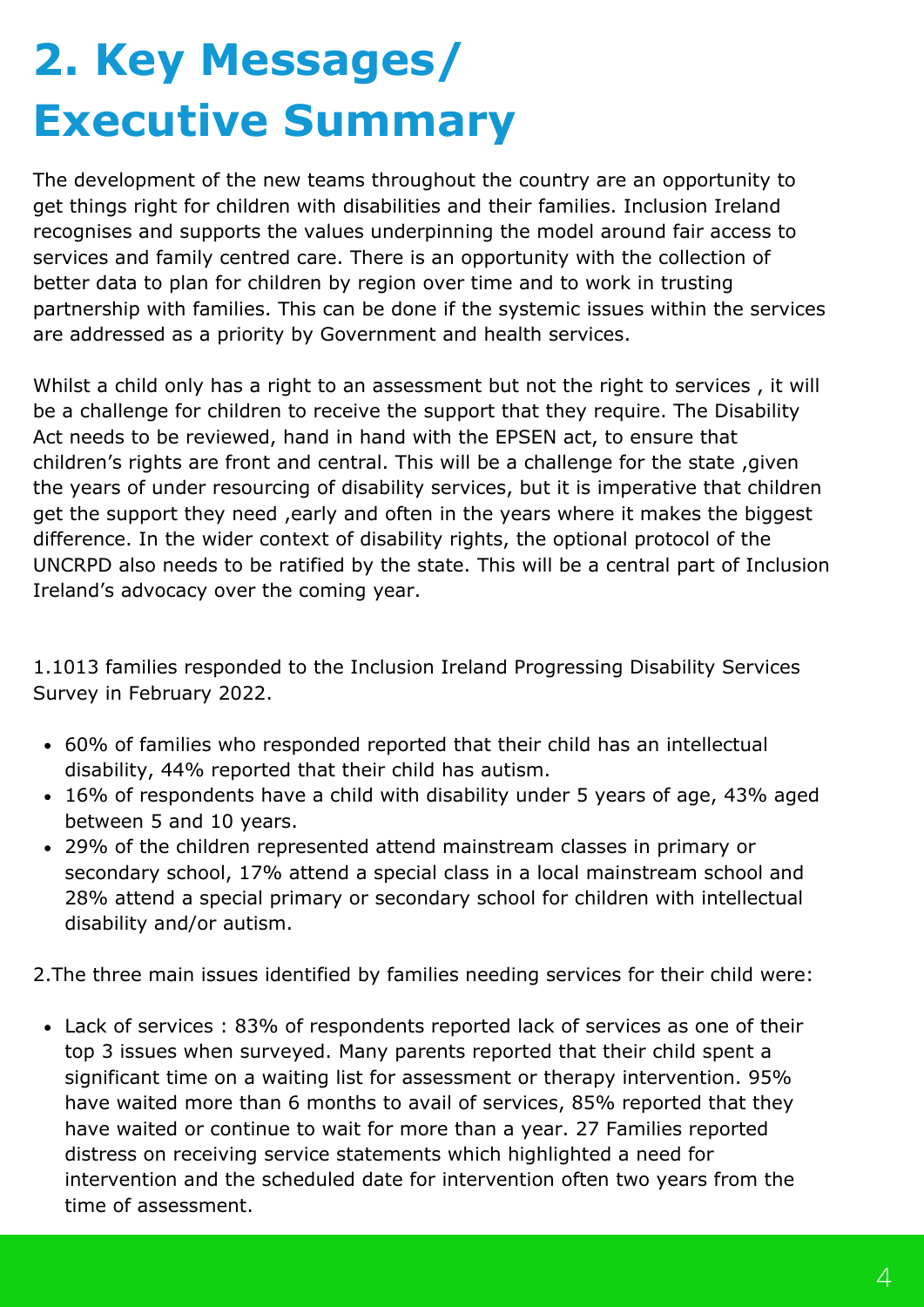# 2. Key Messages/ Executive Summary

The development of the new teams throughout the country are an opportunity to get things right for children with disabilities and their families. Inclusion Ireland recognises and supports the values underpinning the model around fair access to services and family centred care. There is an opportunity with the collection of better data to plan for children by region over time and to work in trusting partnership with families. This can be done if the systemic issues within the services are addressed as a priority by Government and health services.

Whilst a child only has a right to an assessment but not the right to services , it will be a challenge for children to receive the support that they require. The Disability Act needs to be reviewed, hand in hand with the EPSEN act, to ensure that children's rights are front and central. This will be a challenge for the state ,given the years of under resourcing of disability services, but it is imperative that children get the support they need ,early and often in the years where it makes the biggest difference. In the wider context of disability rights, the optional protocol of the UNCRPD also needs to be ratified by the state. This will be a central part of Inclusion Ireland's advocacy over the coming year.

1.1013 families responded to the Inclusion Ireland Progressing Disability Services Survey in February 2022.

- 60% of families who responded reported that their child has an intellectual disability, 44% reported that their child has autism.
- 16% of respondents have a child with disability under 5 years of age, 43% aged between 5 and 10 years.
- 29% of the children represented attend mainstream classes in primary or secondary school, 17% attend a special class in a local mainstream school and 28% attend a special primary or secondary school for children with intellectual disability and/or autism.

2.The three main issues identified by families needing services for their child were:

- Lack of services : 83% of respondents reported lack of services as one of their top 3 issues when surveyed. Many parents reported that their child spent a significant time on a waiting list for assessment or therapy intervention. 95% have waited more than 6 months to avail of services, 85% reported that they have waited or continue to wait for more than a year. 27 Families reported distress on receiving service statements which highlighted a need for intervention and the scheduled date for intervention often two years from the time of assessment.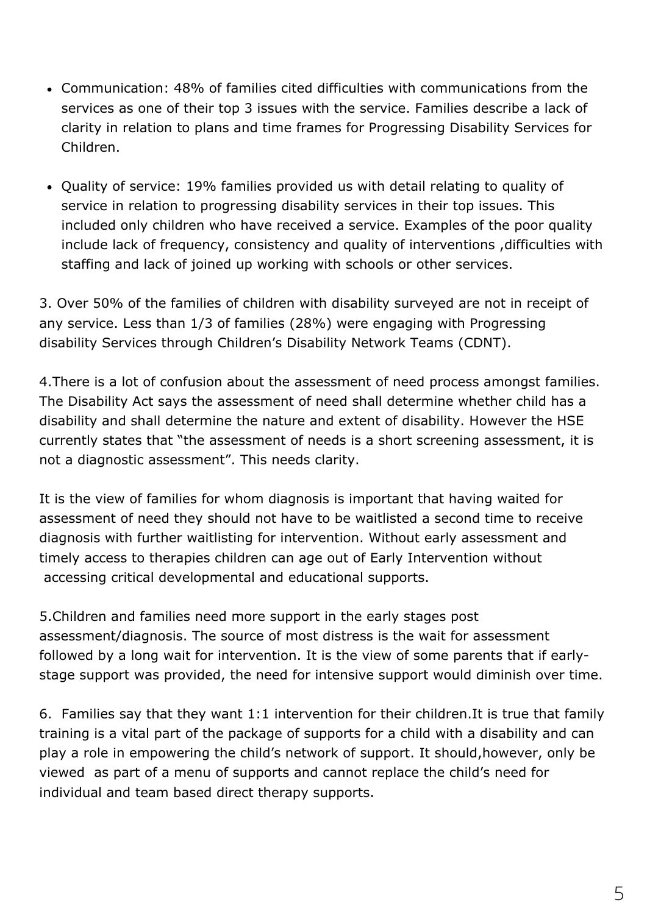- Communication: 48% of families cited difficulties with communications from the services as one of their top 3 issues with the service. Families describe a lack of clarity in relation to plans and time frames for Progressing Disability Services for Children.

- Quality of service: 19% families provided us with detail relating to quality of service in relation to progressing disability services in their top issues. This included only children who have received a service. Examples of the poor quality include lack of frequency, consistency and quality of interventions ,difficulties with staffing and lack of joined up working with schools or other services.

3. Over 50% of the families of children with disability surveyed are not in receipt of any service. Less than 1/3 of families (28%) were engaging with Progressing disability Services through Children's Disability Network Teams (CDNT).

4.There is a lot of confusion about the assessment of need process amongst families. The Disability Act says the assessment of need shall determine whether child has a disability and shall determine the nature and extent of disability. However the HSE currently states that "the assessment of needs is a short screening assessment, it is not a diagnostic assessment". This needs clarity.

It is the view of families for whom diagnosis is important that having waited for assessment of need they should not have to be waitlisted a second time to receive diagnosis with further waitlisting for intervention. Without early assessment and timely access to therapies children can age out of Early Intervention without accessing critical developmental and educational supports.

5.Children and families need more support in the early stages post assessment/diagnosis. The source of most distress is the wait for assessment followed by a long wait for intervention. It is the view of some parents that if early-stage support was provided, the need for intensive support would diminish over time.

6. Families say that they want 1:1 intervention for their children.It is true that family training is a vital part of the package of supports for a child with a disability and can play a role in empowering the child's network of support. It should,however, only be viewed as part of a menu of supports and cannot replace the child's need for individual and team based direct therapy supports.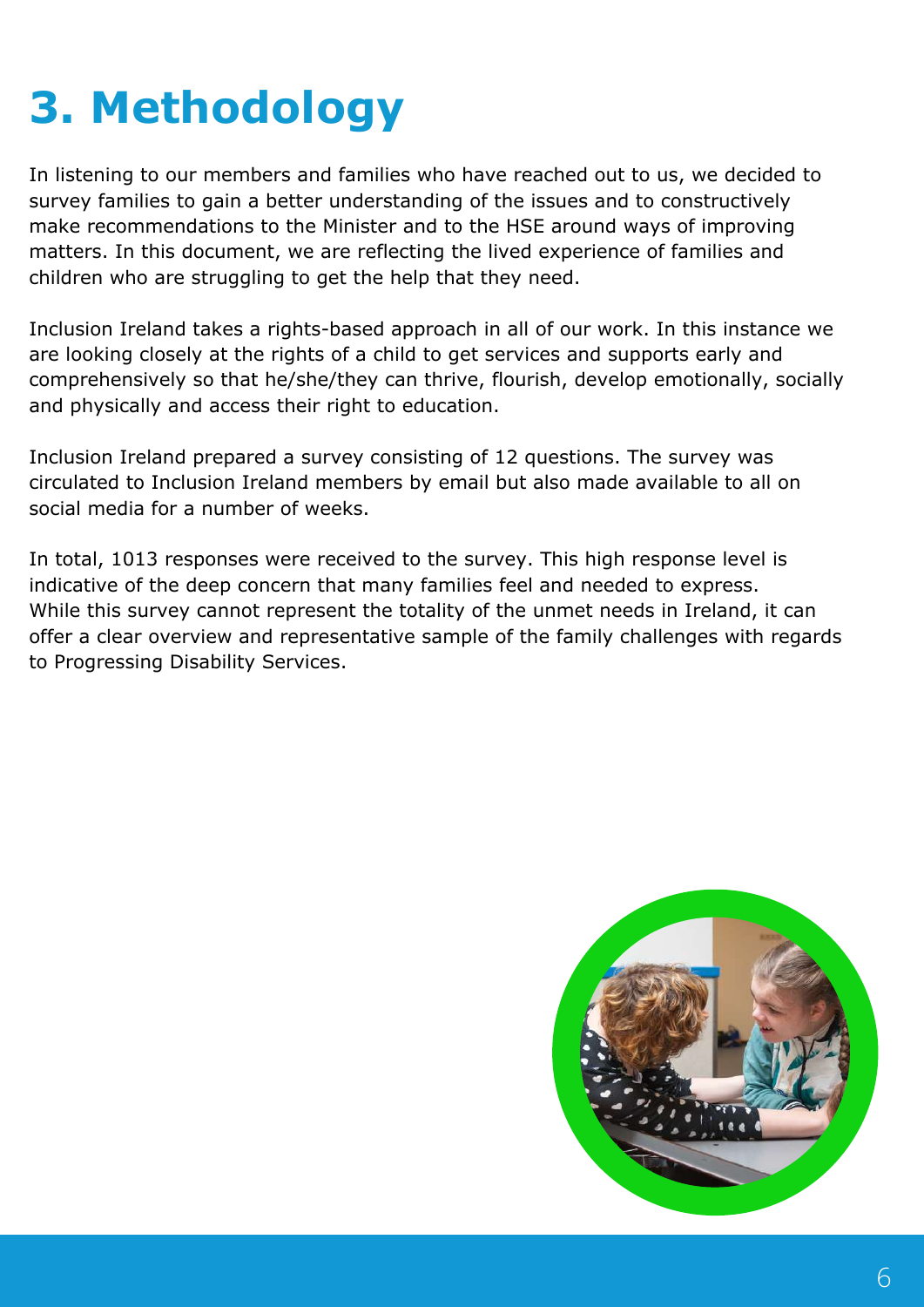# 3. Methodology

In listening to our members and families who have reached out to us, we decided to survey families to gain a better understanding of the issues and to constructively make recommendations to the Minister and to the HSE around ways of improving matters. In this document, we are reflecting the lived experience of families and children who are struggling to get the help that they need.

Inclusion Ireland takes a rights-based approach in all of our work. In this instance we are looking closely at the rights of a child to get services and supports early and comprehensively so that he/she/they can thrive, flourish, develop emotionally, socially and physically and access their right to education.

Inclusion Ireland prepared a survey consisting of 12 questions. The survey was circulated to Inclusion Ireland members by email but also made available to all on social media for a number of weeks.

In total, 1013 responses were received to the survey. This high response level is indicative of the deep concern that many families feel and needed to express. While this survey cannot represent the totality of the unmet needs in Ireland, it can offer a clear overview and representative sample of the family challenges with regards to Progressing Disability Services.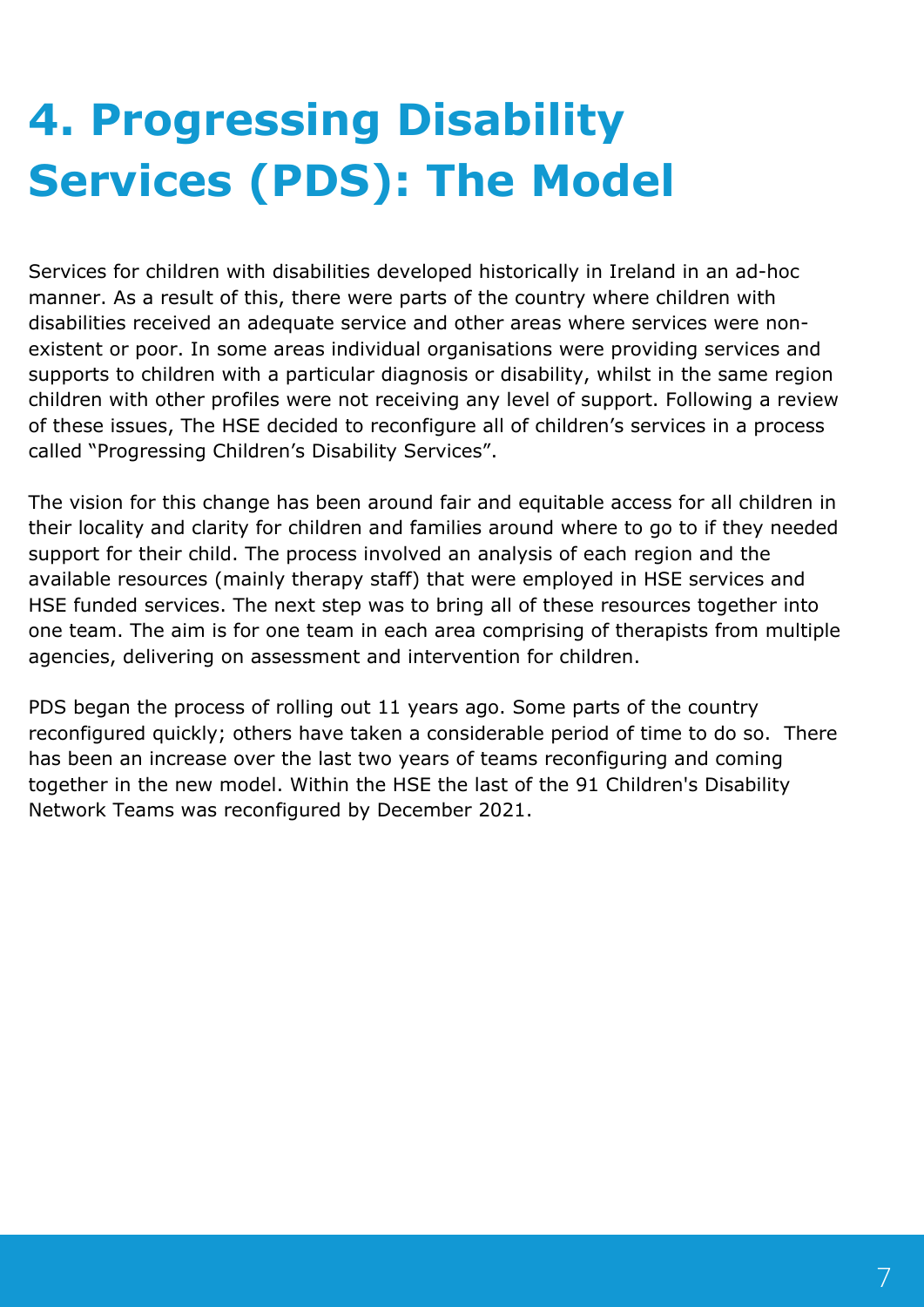# 4. Progressing Disability Services (PDS): The Model

Services for children with disabilities developed historically in Ireland in an ad-hoc manner. As a result of this, there were parts of the country where children with disabilities received an adequate service and other areas where services were non-existent or poor. In some areas individual organisations were providing services and supports to children with a particular diagnosis or disability, whilst in the same region children with other profiles were not receiving any level of support. Following a review of these issues, The HSE decided to reconfigure all of children's services in a process called "Progressing Children's Disability Services".

The vision for this change has been around fair and equitable access for all children in their locality and clarity for children and families around where to go to if they needed support for their child. The process involved an analysis of each region and the available resources (mainly therapy staff) that were employed in HSE services and HSE funded services. The next step was to bring all of these resources together into one team. The aim is for one team in each area comprising of therapists from multiple agencies, delivering on assessment and intervention for children.

PDS began the process of rolling out 11 years ago. Some parts of the country reconfigured quickly; others have taken a considerable period of time to do so. There has been an increase over the last two years of teams reconfiguring and coming together in the new model. Within the HSE the last of the 91 Children's Disability Network Teams was reconfigured by December 2021.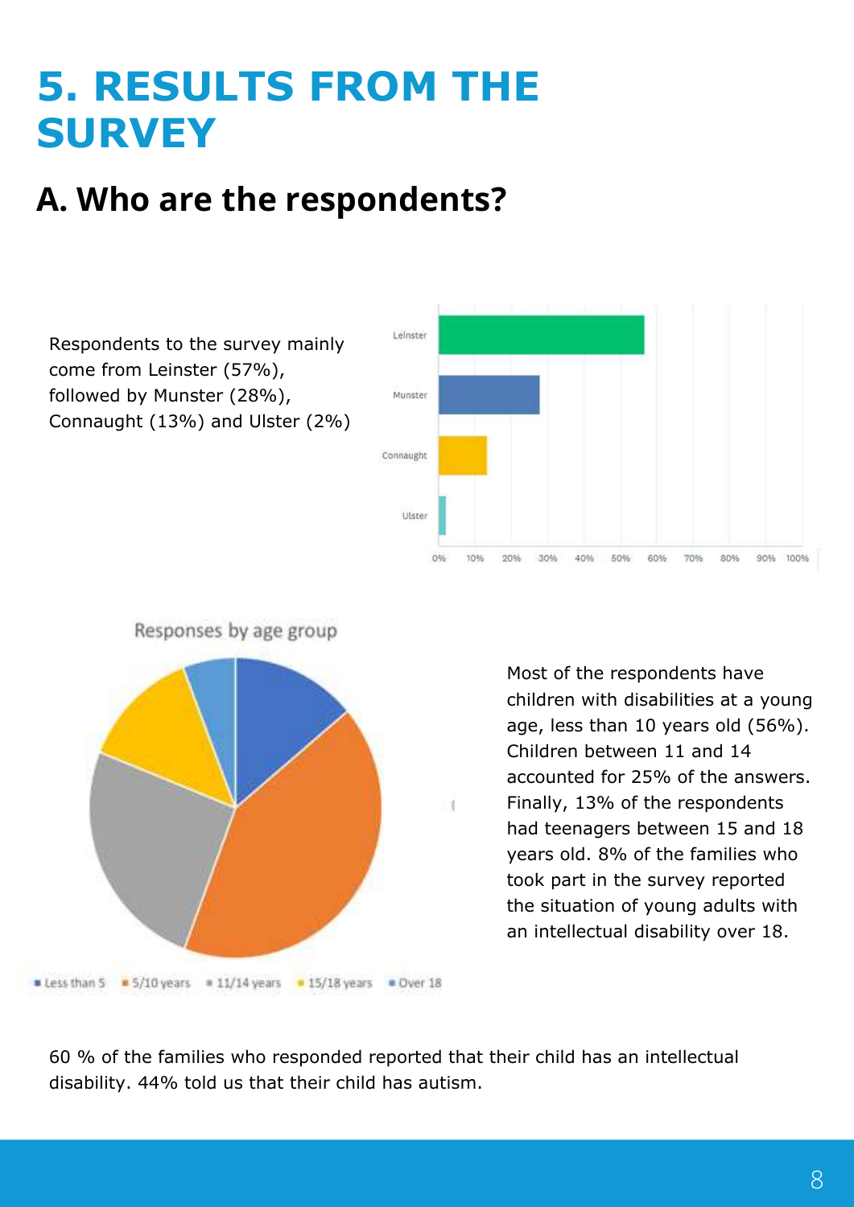# 5. RESULTS FROM THE SURVEY

## A. Who are the respondents?

Respondents to the survey mainly come from Leinster (57%), followed by Munster (28%), Connaught (13%) and Ulster (2%)

Responses by age group

Most of the respondents have children with disabilities at a young age, less than 10 years old (56%). Children between 11 and 14 accounted for 25% of the answers. Finally, 13% of the respondents had teenagers between 15 and 18 years old. 8% of the families who took part in the survey reported the situation of young adults with an intellectual disability over 18.

60 % of the families who responded reported that their child has an intellectual disability. 44% told us that their child has autism.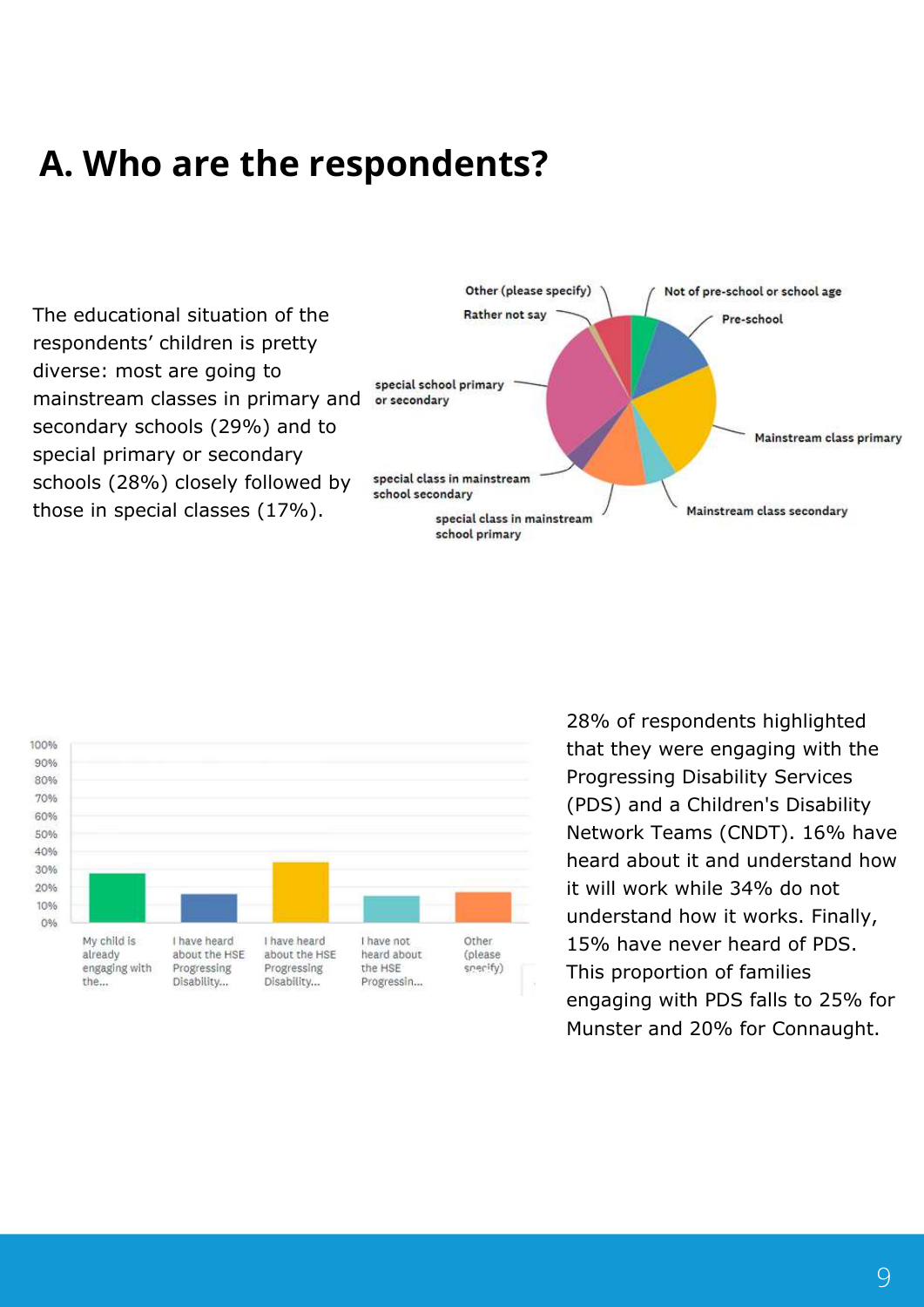# A. Who are the respondents?

The educational situation of the respondents' children is pretty diverse: most are going to mainstream classes in primary and secondary schools (29%) and to special primary or secondary schools (28%) closely followed by those in special classes (17%).

Other (please specify)

Not of pre-school or school age

Rather not say

Pre-school

special school primary or secondary

Mainstream class primary

special class in mainstream school secondary

Mainstream class secondary

special class in mainstream school primary

100%
90%
80%
70%
60%
50%
40%
30%
20%
10%
0%

My child is already engaging with the...

I have heard about the HSE Progressing Disability...

I have heard about the HSE Progressing Disability...

I have not heard about the HSE Progressin...

Other (please specify)

28% of respondents highlighted that they were engaging with the Progressing Disability Services (PDS) and a Children's Disability Network Teams (CNDT). 16% have heard about it and understand how it will work while 34% do not understand how it works. Finally, 15% have never heard of PDS. This proportion of families engaging with PDS falls to 25% for Munster and 20% for Connaught.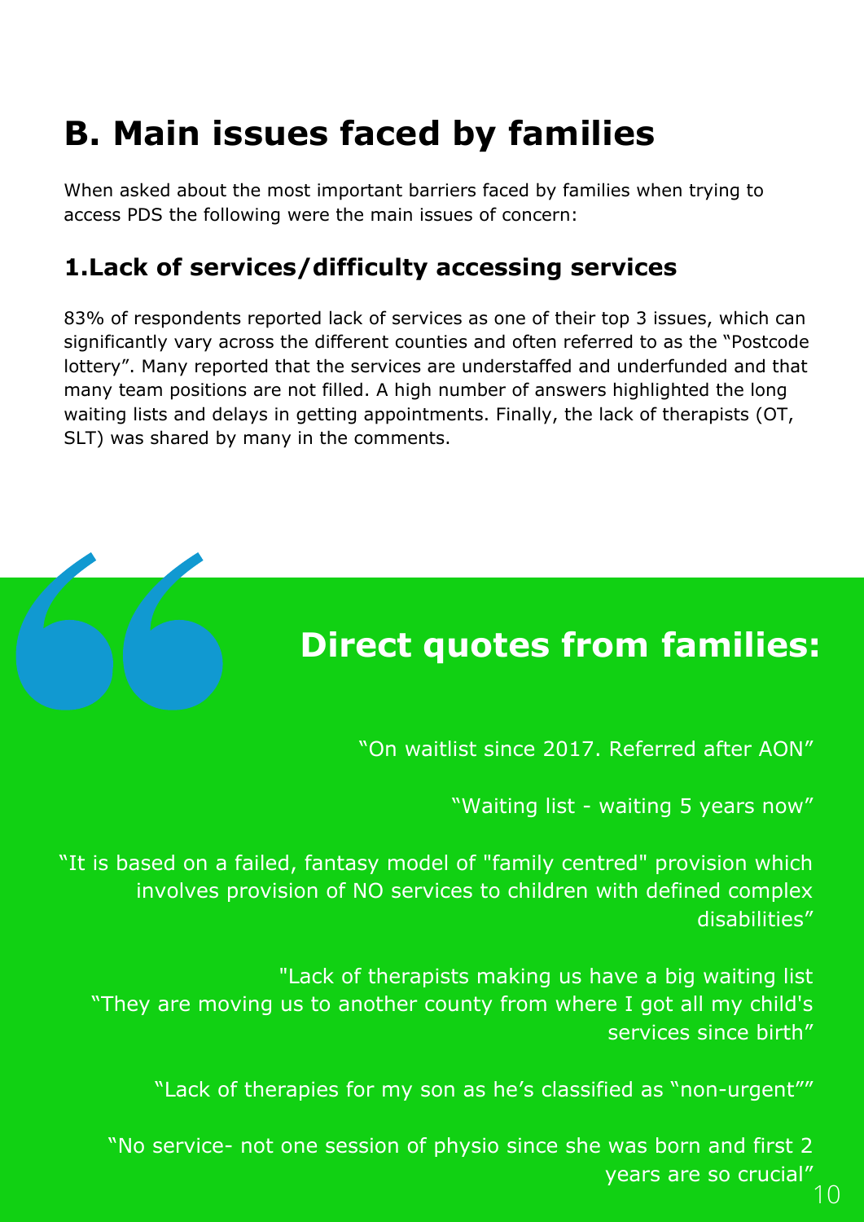# B. Main issues faced by families

When asked about the most important barriers faced by families when trying to access PDS the following were the main issues of concern:

## 1.Lack of services/difficulty accessing services

83% of respondents reported lack of services as one of their top 3 issues, which can significantly vary across the different counties and often referred to as the "Postcode lottery". Many reported that the services are understaffed and underfunded and that many team positions are not filled. A high number of answers highlighted the long waiting lists and delays in getting appointments. Finally, the lack of therapists (OT, SLT) was shared by many in the comments.

## Direct quotes from families:

"On waitlist since 2017. Referred after AON"

"Waiting list - waiting 5 years now"

"It is based on a failed, fantasy model of "family centred" provision which involves provision of NO services to children with defined complex disabilities"

"Lack of therapists making us have a big waiting list
"They are moving us to another county from where I got all my child's services since birth"

"Lack of therapies for my son as he's classified as "non-urgent""

"No service- not one session of physio since she was born and first 2 years are so crucial"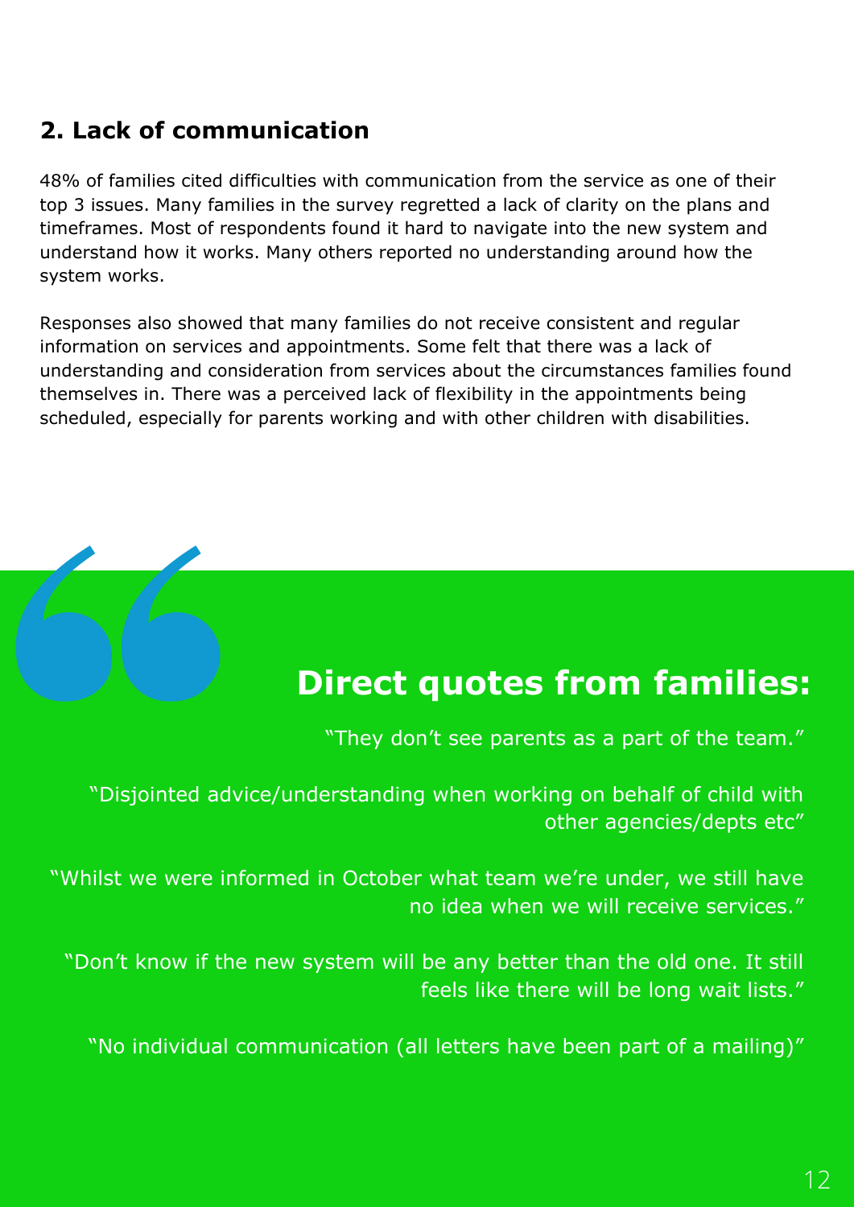## 2. Lack of communication

48% of families cited difficulties with communication from the service as one of their top 3 issues. Many families in the survey regretted a lack of clarity on the plans and timeframes. Most of respondents found it hard to navigate into the new system and understand how it works. Many others reported no understanding around how the system works.

Responses also showed that many families do not receive consistent and regular information on services and appointments. Some felt that there was a lack of understanding and consideration from services about the circumstances families found themselves in. There was a perceived lack of flexibility in the appointments being scheduled, especially for parents working and with other children with disabilities.

## Direct quotes from families:

"They don't see parents as a part of the team."

"Disjointed advice/understanding when working on behalf of child with other agencies/depts etc"

"Whilst we were informed in October what team we're under, we still have no idea when we will receive services."

"Don't know if the new system will be any better than the old one. It still feels like there will be long wait lists."

"No individual communication (all letters have been part of a mailing)"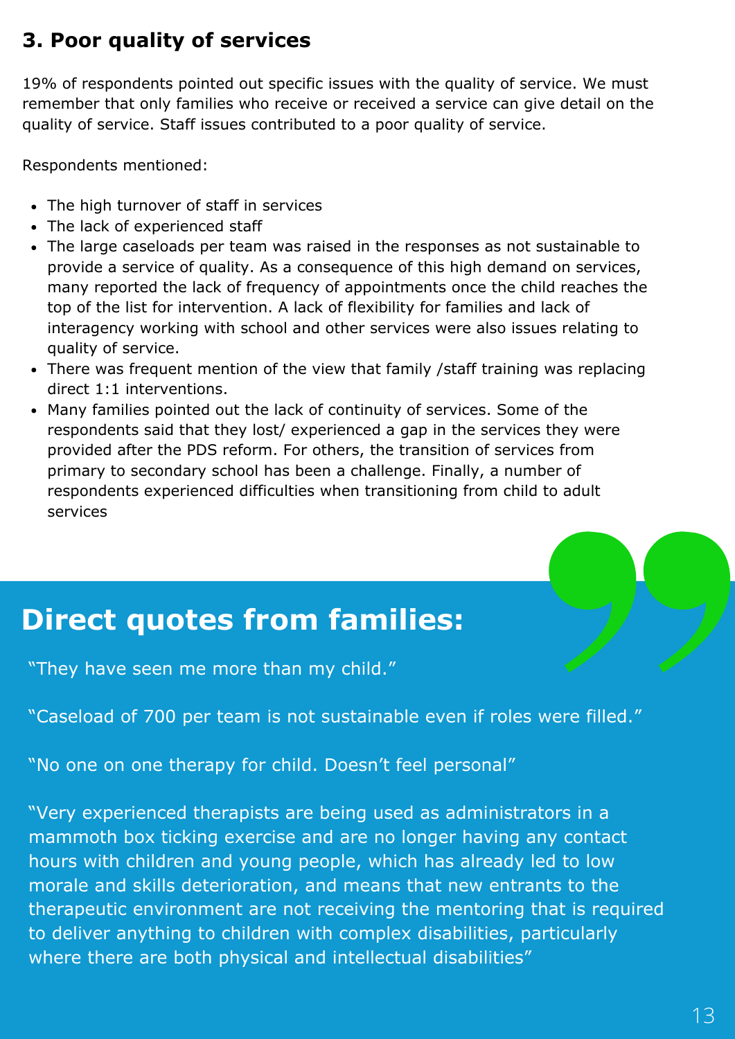## 3. Poor quality of services

19% of respondents pointed out specific issues with the quality of service. We must remember that only families who receive or received a service can give detail on the quality of service. Staff issues contributed to a poor quality of service.

Respondents mentioned:

- The high turnover of staff in services
- The lack of experienced staff
- The large caseloads per team was raised in the responses as not sustainable to provide a service of quality. As a consequence of this high demand on services, many reported the lack of frequency of appointments once the child reaches the top of the list for intervention. A lack of flexibility for families and lack of interagency working with school and other services were also issues relating to quality of service.
- There was frequent mention of the view that family /staff training was replacing direct 1:1 interventions.
- Many families pointed out the lack of continuity of services. Some of the respondents said that they lost/ experienced a gap in the services they were provided after the PDS reform. For others, the transition of services from primary to secondary school has been a challenge. Finally, a number of respondents experienced difficulties when transitioning from child to adult services

## Direct quotes from families:

"They have seen me more than my child."

"Caseload of 700 per team is not sustainable even if roles were filled."

"No one on one therapy for child. Doesn't feel personal"

"Very experienced therapists are being used as administrators in a mammoth box ticking exercise and are no longer having any contact hours with children and young people, which has already led to low morale and skills deterioration, and means that new entrants to the therapeutic environment are not receiving the mentoring that is required to deliver anything to children with complex disabilities, particularly where there are both physical and intellectual disabilities"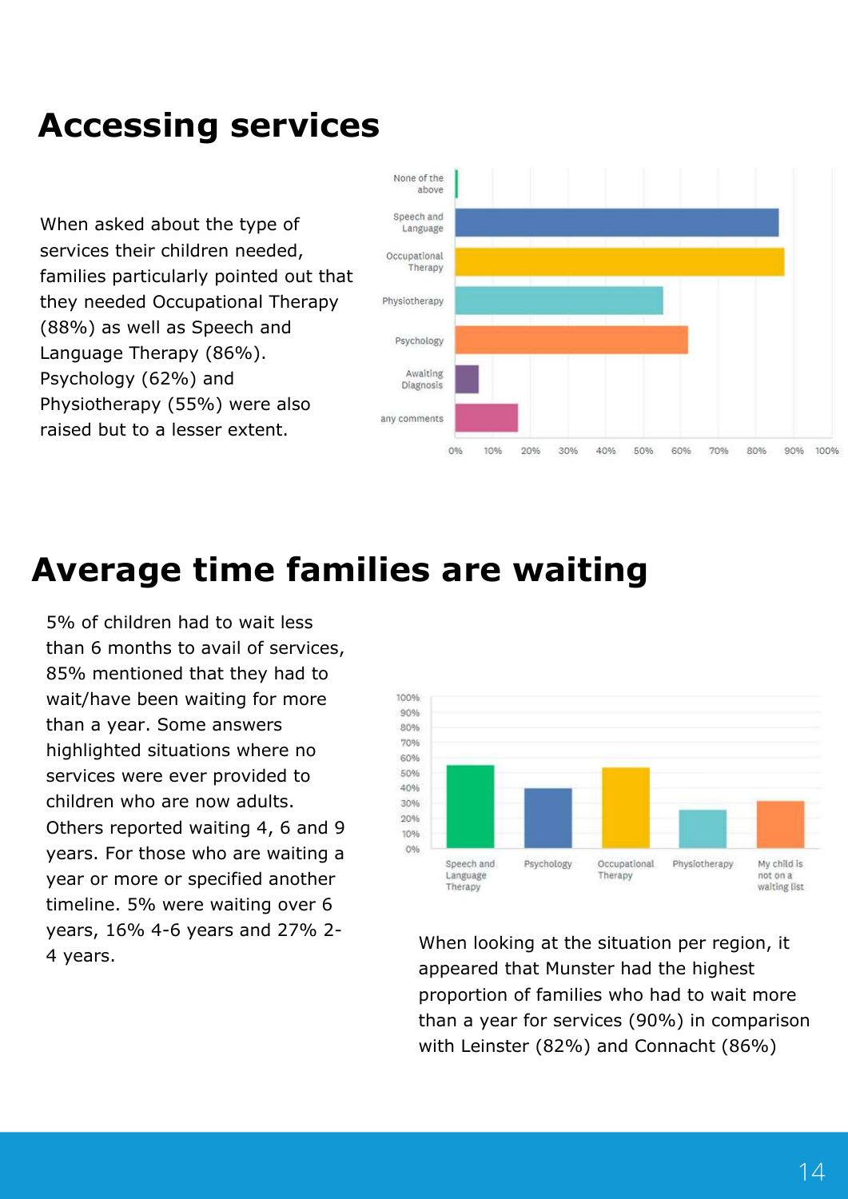# Accessing services

When asked about the type of services their children needed, families particularly pointed out that they needed Occupational Therapy (88%) as well as Speech and Language Therapy (86%). Psychology (62%) and Physiotherapy (55%) were also raised but to a lesser extent.

# Average time families are waiting

5% of children had to wait less than 6 months to avail of services, 85% mentioned that they had to wait/have been waiting for more than a year. Some answers highlighted situations where no services were ever provided to children who are now adults. Others reported waiting 4, 6 and 9 years. For those who are waiting a year or more or specified another timeline. 5% were waiting over 6 years, 16% 4-6 years and 27% 2-4 years.

When looking at the situation per region, it appeared that Munster had the highest proportion of families who had to wait more than a year for services (90%) in comparison with Leinster (82%) and Connacht (86%)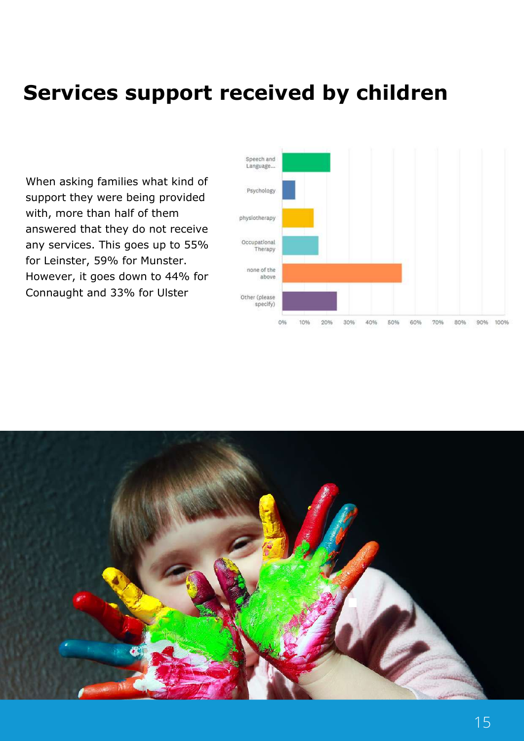# Services support received by children

When asking families what kind of support they were being provided with, more than half of them answered that they do not receive any services. This goes up to 55% for Leinster, 59% for Munster. However, it goes down to 44% for Connaught and 33% for Ulster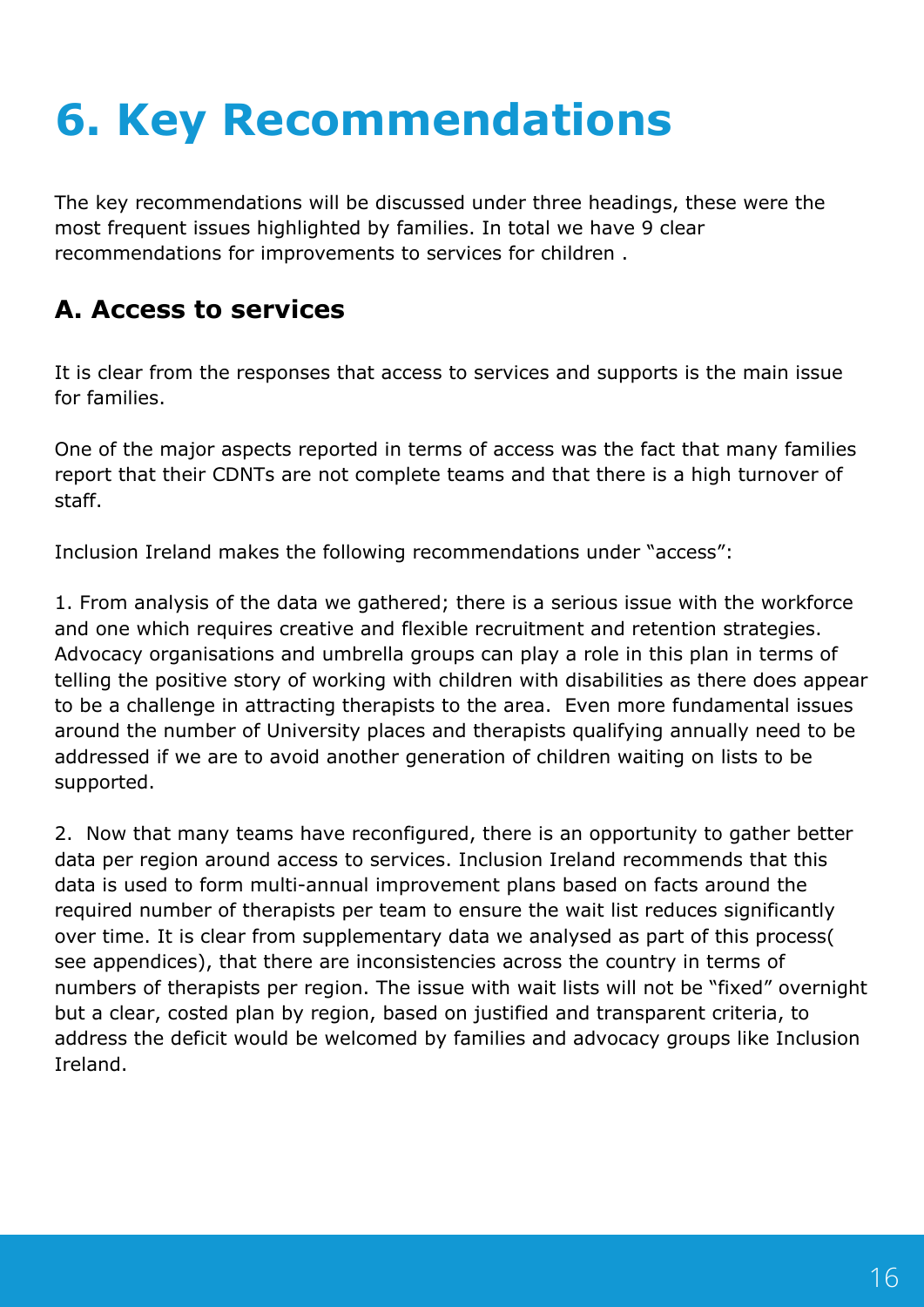# 6. Key Recommendations

The key recommendations will be discussed under three headings, these were the most frequent issues highlighted by families. In total we have 9 clear recommendations for improvements to services for children .

## A. Access to services

It is clear from the responses that access to services and supports is the main issue for families.

One of the major aspects reported in terms of access was the fact that many families report that their CDNTs are not complete teams and that there is a high turnover of staff.

Inclusion Ireland makes the following recommendations under "access":

1. From analysis of the data we gathered; there is a serious issue with the workforce and one which requires creative and flexible recruitment and retention strategies. Advocacy organisations and umbrella groups can play a role in this plan in terms of telling the positive story of working with children with disabilities as there does appear to be a challenge in attracting therapists to the area. Even more fundamental issues around the number of University places and therapists qualifying annually need to be addressed if we are to avoid another generation of children waiting on lists to be supported.

2. Now that many teams have reconfigured, there is an opportunity to gather better data per region around access to services. Inclusion Ireland recommends that this data is used to form multi-annual improvement plans based on facts around the required number of therapists per team to ensure the wait list reduces significantly over time. It is clear from supplementary data we analysed as part of this process( see appendices), that there are inconsistencies across the country in terms of numbers of therapists per region. The issue with wait lists will not be "fixed" overnight but a clear, costed plan by region, based on justified and transparent criteria, to address the deficit would be welcomed by families and advocacy groups like Inclusion Ireland.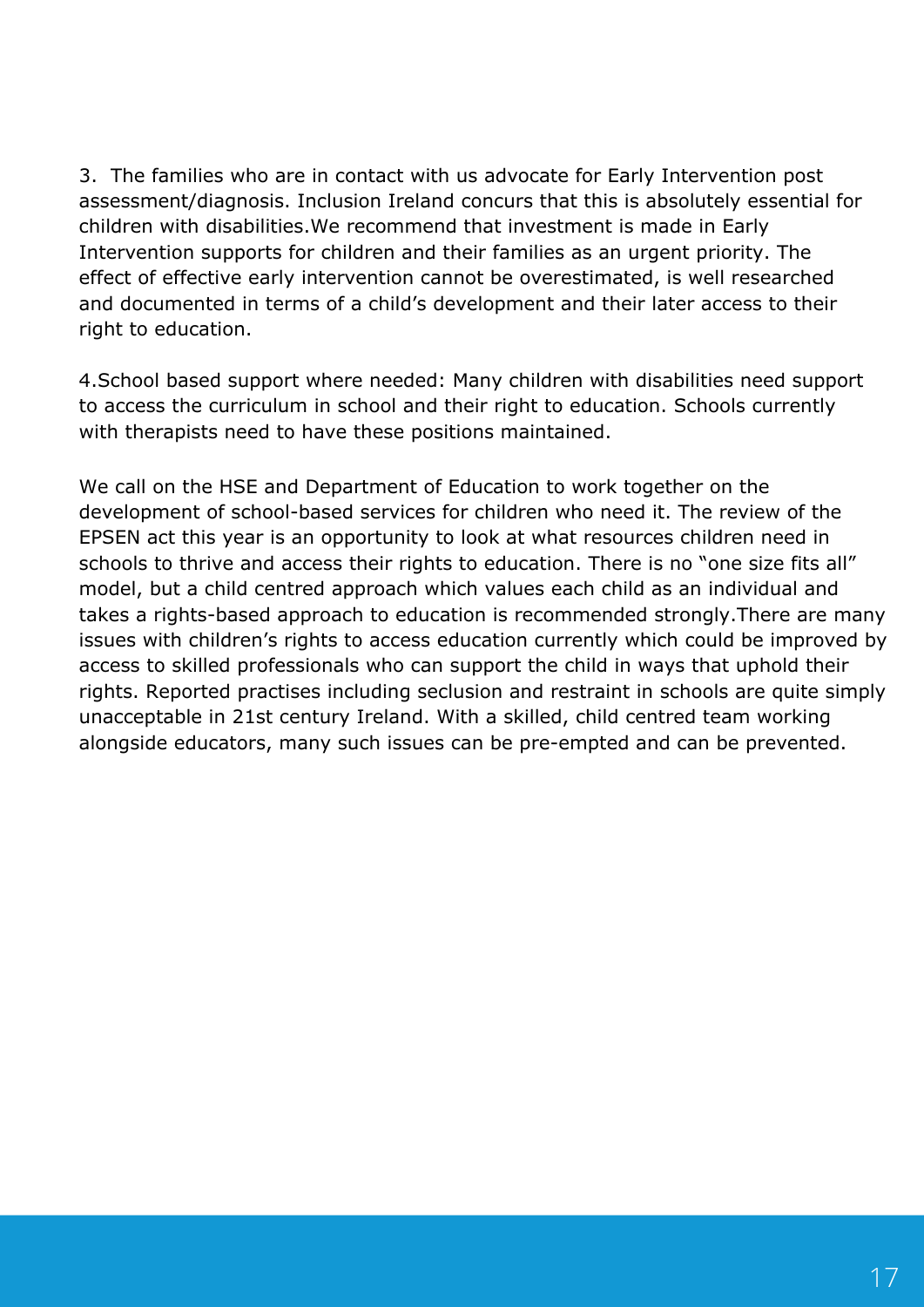3. The families who are in contact with us advocate for Early Intervention post assessment/diagnosis. Inclusion Ireland concurs that this is absolutely essential for children with disabilities.We recommend that investment is made in Early Intervention supports for children and their families as an urgent priority. The effect of effective early intervention cannot be overestimated, is well researched and documented in terms of a child's development and their later access to their right to education.

4.School based support where needed: Many children with disabilities need support to access the curriculum in school and their right to education. Schools currently with therapists need to have these positions maintained.

We call on the HSE and Department of Education to work together on the development of school-based services for children who need it. The review of the EPSEN act this year is an opportunity to look at what resources children need in schools to thrive and access their rights to education. There is no "one size fits all" model, but a child centred approach which values each child as an individual and takes a rights-based approach to education is recommended strongly.There are many issues with children's rights to access education currently which could be improved by access to skilled professionals who can support the child in ways that uphold their rights. Reported practises including seclusion and restraint in schools are quite simply unacceptable in 21st century Ireland. With a skilled, child centred team working alongside educators, many such issues can be pre-empted and can be prevented.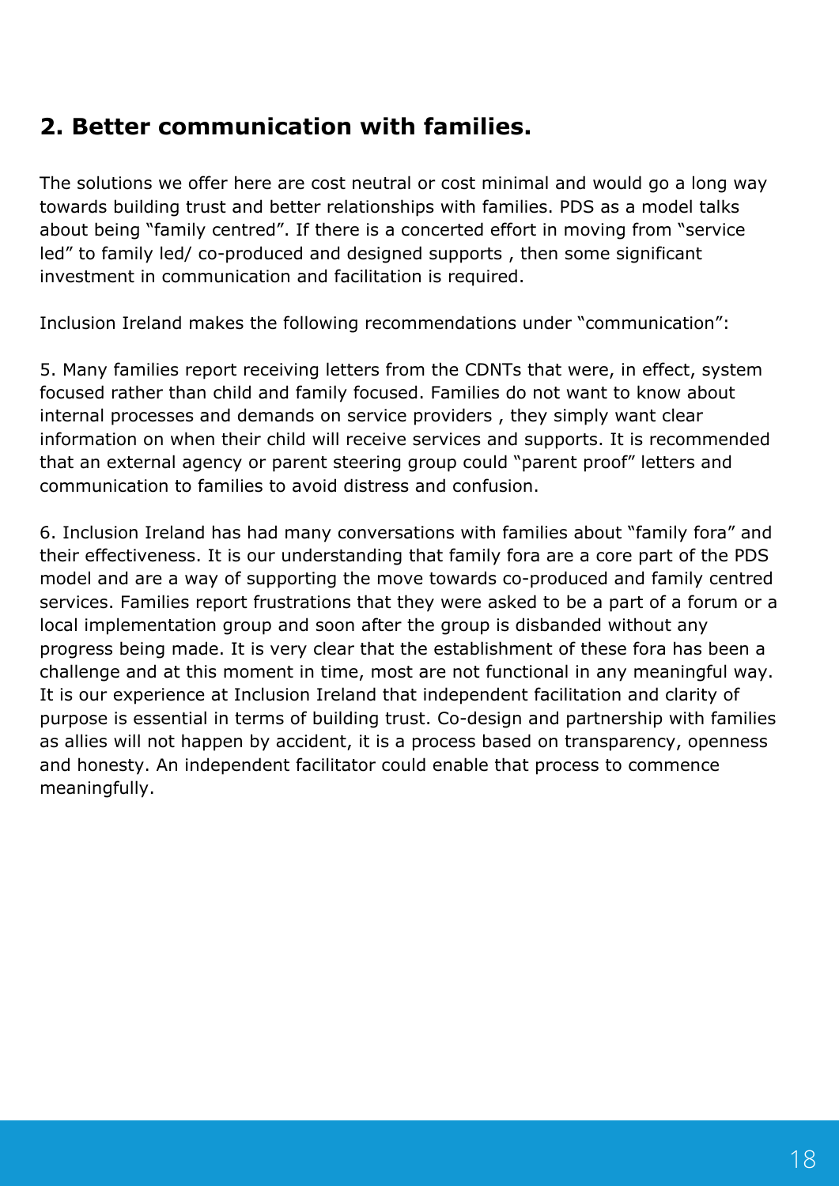## 2. Better communication with families.

The solutions we offer here are cost neutral or cost minimal and would go a long way towards building trust and better relationships with families. PDS as a model talks about being "family centred". If there is a concerted effort in moving from "service led" to family led/ co-produced and designed supports , then some significant investment in communication and facilitation is required.

Inclusion Ireland makes the following recommendations under "communication":

5. Many families report receiving letters from the CDNTs that were, in effect, system focused rather than child and family focused. Families do not want to know about internal processes and demands on service providers , they simply want clear information on when their child will receive services and supports. It is recommended that an external agency or parent steering group could "parent proof" letters and communication to families to avoid distress and confusion.

6. Inclusion Ireland has had many conversations with families about "family fora" and their effectiveness. It is our understanding that family fora are a core part of the PDS model and are a way of supporting the move towards co-produced and family centred services. Families report frustrations that they were asked to be a part of a forum or a local implementation group and soon after the group is disbanded without any progress being made. It is very clear that the establishment of these fora has been a challenge and at this moment in time, most are not functional in any meaningful way. It is our experience at Inclusion Ireland that independent facilitation and clarity of purpose is essential in terms of building trust. Co-design and partnership with families as allies will not happen by accident, it is a process based on transparency, openness and honesty. An independent facilitator could enable that process to commence meaningfully.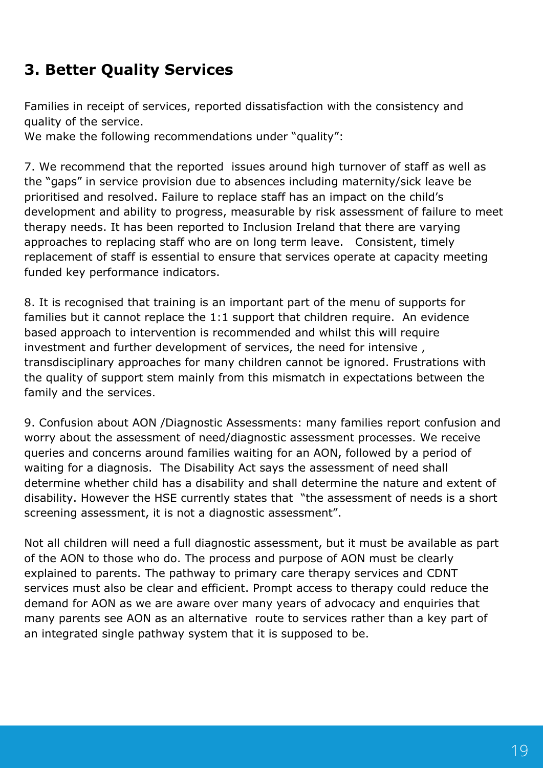## 3. Better Quality Services

Families in receipt of services, reported dissatisfaction with the consistency and quality of the service.
We make the following recommendations under "quality":

7. We recommend that the reported issues around high turnover of staff as well as the "gaps" in service provision due to absences including maternity/sick leave be prioritised and resolved. Failure to replace staff has an impact on the child's development and ability to progress, measurable by risk assessment of failure to meet therapy needs. It has been reported to Inclusion Ireland that there are varying approaches to replacing staff who are on long term leave. Consistent, timely replacement of staff is essential to ensure that services operate at capacity meeting funded key performance indicators.

8. It is recognised that training is an important part of the menu of supports for families but it cannot replace the 1:1 support that children require. An evidence based approach to intervention is recommended and whilst this will require investment and further development of services, the need for intensive , transdisciplinary approaches for many children cannot be ignored. Frustrations with the quality of support stem mainly from this mismatch in expectations between the family and the services.

9. Confusion about AON /Diagnostic Assessments: many families report confusion and worry about the assessment of need/diagnostic assessment processes. We receive queries and concerns around families waiting for an AON, followed by a period of waiting for a diagnosis. The Disability Act says the assessment of need shall determine whether child has a disability and shall determine the nature and extent of disability. However the HSE currently states that "the assessment of needs is a short screening assessment, it is not a diagnostic assessment".

Not all children will need a full diagnostic assessment, but it must be available as part of the AON to those who do. The process and purpose of AON must be clearly explained to parents. The pathway to primary care therapy services and CDNT services must also be clear and efficient. Prompt access to therapy could reduce the demand for AON as we are aware over many years of advocacy and enquiries that many parents see AON as an alternative route to services rather than a key part of an integrated single pathway system that it is supposed to be.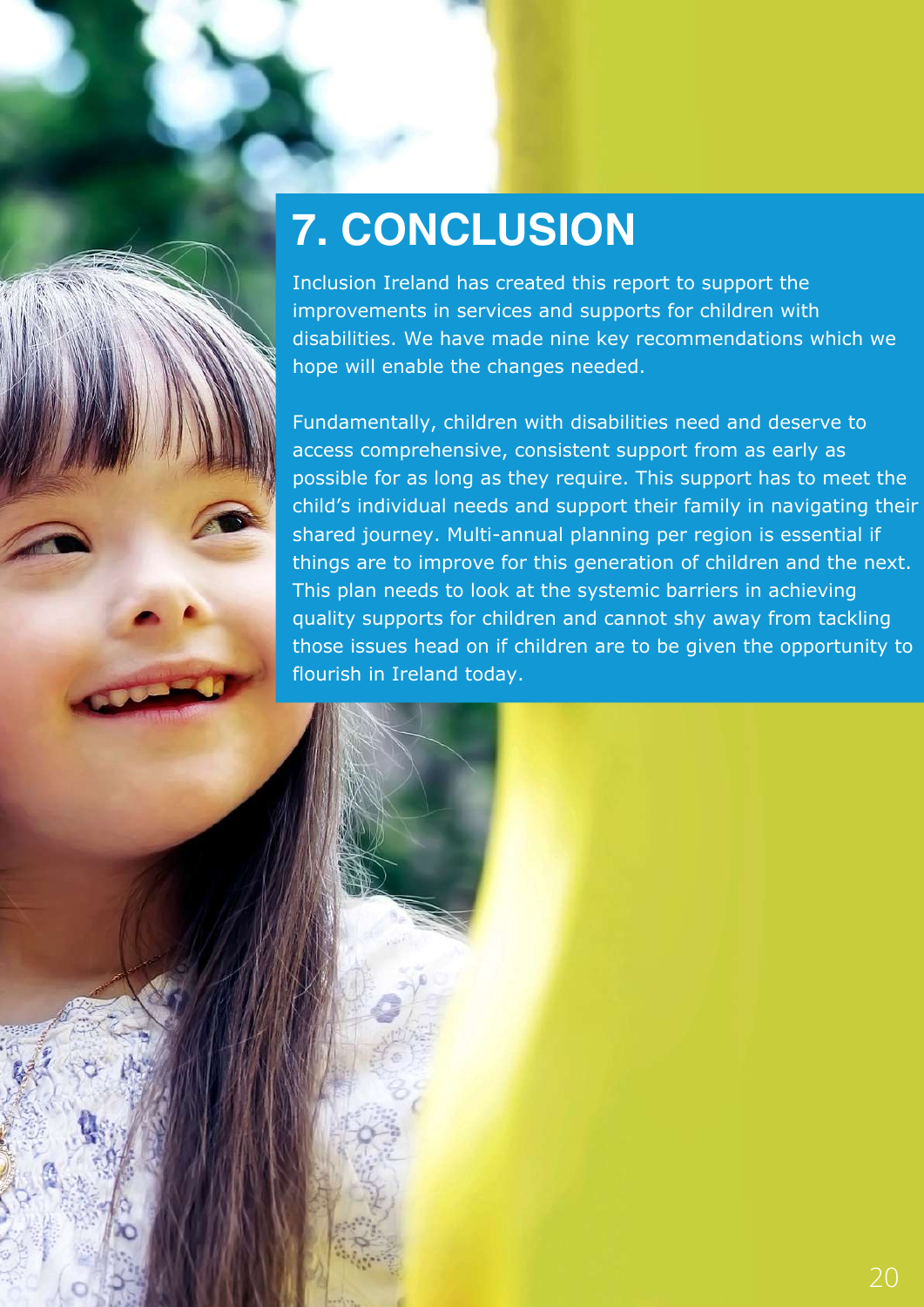# 7. CONCLUSION

Inclusion Ireland has created this report to support the improvements in services and supports for children with disabilities. We have made nine key recommendations which we hope will enable the changes needed.

Fundamentally, children with disabilities need and deserve to access comprehensive, consistent support from as early as possible for as long as they require. This support has to meet the child's individual needs and support their family in navigating their shared journey. Multi-annual planning per region is essential if things are to improve for this generation of children and the next. This plan needs to look at the systemic barriers in achieving quality supports for children and cannot shy away from tackling those issues head on if children are to be given the opportunity to flourish in Ireland today.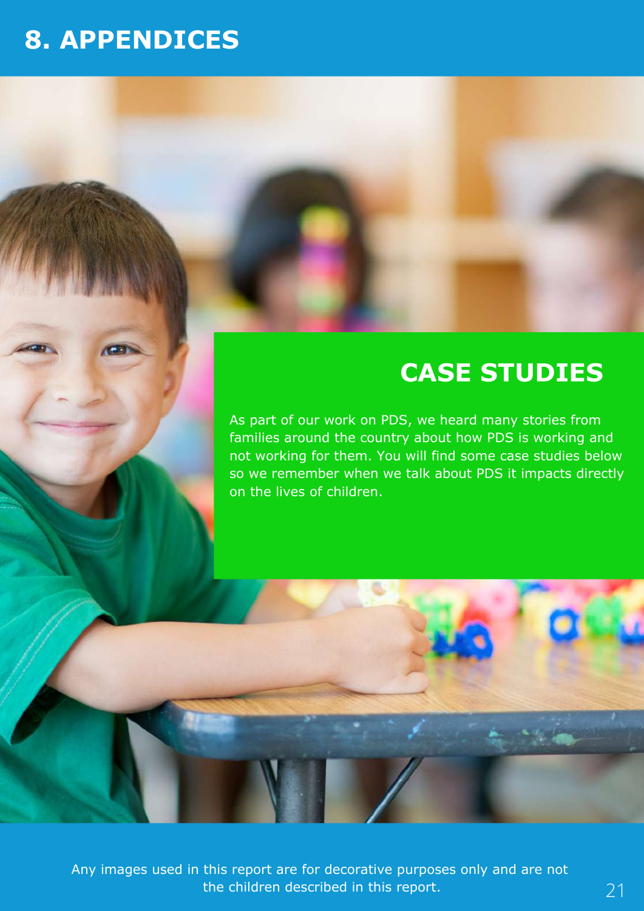# 8. APPENDICES

## CASE STUDIES

As part of our work on PDS, we heard many stories from families around the country about how PDS is working and not working for them. You will find some case studies below so we remember when we talk about PDS it impacts directly on the lives of children.

Any images used in this report are for decorative purposes only and are not the children described in this report.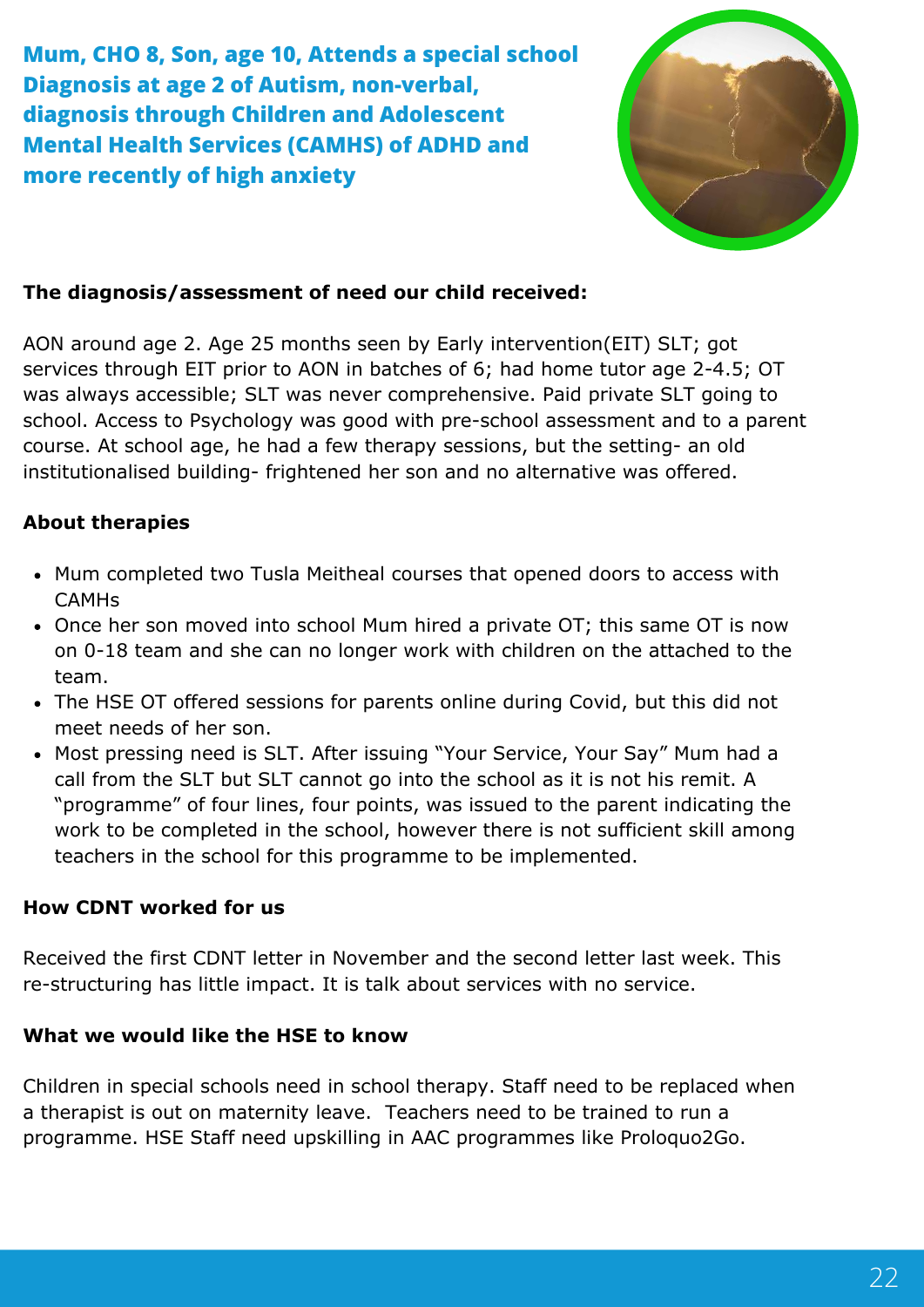**Mum, CHO 8, Son, age 10, Attends a special school Diagnosis at age 2 of Autism, non-verbal, diagnosis through Children and Adolescent Mental Health Services (CAMHS) of ADHD and more recently of high anxiety**

**The diagnosis/assessment of need our child received:**

AON around age 2. Age 25 months seen by Early intervention(EIT) SLT; got services through EIT prior to AON in batches of 6; had home tutor age 2-4.5; OT was always accessible; SLT was never comprehensive. Paid private SLT going to school. Access to Psychology was good with pre-school assessment and to a parent course. At school age, he had a few therapy sessions, but the setting- an old institutionalised building- frightened her son and no alternative was offered.

**About therapies**

- Mum completed two Tusla Meitheal courses that opened doors to access with CAMHs
- Once her son moved into school Mum hired a private OT; this same OT is now on 0-18 team and she can no longer work with children on the attached to the team.
- The HSE OT offered sessions for parents online during Covid, but this did not meet needs of her son.
- Most pressing need is SLT. After issuing "Your Service, Your Say" Mum had a call from the SLT but SLT cannot go into the school as it is not his remit. A "programme" of four lines, four points, was issued to the parent indicating the work to be completed in the school, however there is not sufficient skill among teachers in the school for this programme to be implemented.

**How CDNT worked for us**

Received the first CDNT letter in November and the second letter last week. This re-structuring has little impact. It is talk about services with no service.

**What we would like the HSE to know**

Children in special schools need in school therapy. Staff need to be replaced when a therapist is out on maternity leave. Teachers need to be trained to run a programme. HSE Staff need upskilling in AAC programmes like Proloquo2Go.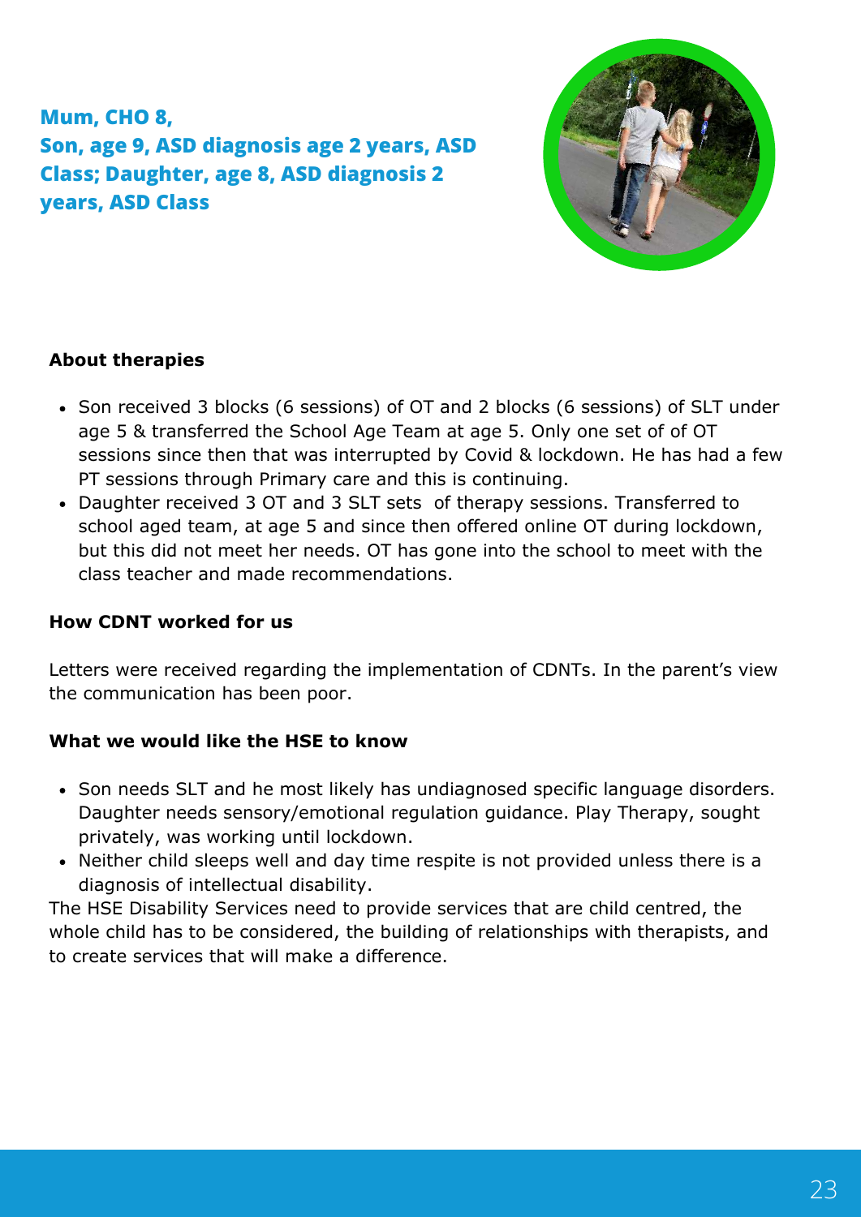**Mum, CHO 8,**
**Son, age 9, ASD diagnosis age 2 years, ASD Class; Daughter, age 8, ASD diagnosis 2 years, ASD Class**

#### About therapies

- Son received 3 blocks (6 sessions) of OT and 2 blocks (6 sessions) of SLT under age 5 & transferred the School Age Team at age 5. Only one set of of OT sessions since then that was interrupted by Covid & lockdown. He has had a few PT sessions through Primary care and this is continuing.
- Daughter received 3 OT and 3 SLT sets of therapy sessions. Transferred to school aged team, at age 5 and since then offered online OT during lockdown, but this did not meet her needs. OT has gone into the school to meet with the class teacher and made recommendations.

#### How CDNT worked for us

Letters were received regarding the implementation of CDNTs. In the parent's view the communication has been poor.

#### What we would like the HSE to know

- Son needs SLT and he most likely has undiagnosed specific language disorders. Daughter needs sensory/emotional regulation guidance. Play Therapy, sought privately, was working until lockdown.
- Neither child sleeps well and day time respite is not provided unless there is a diagnosis of intellectual disability.

The HSE Disability Services need to provide services that are child centred, the whole child has to be considered, the building of relationships with therapists, and to create services that will make a difference.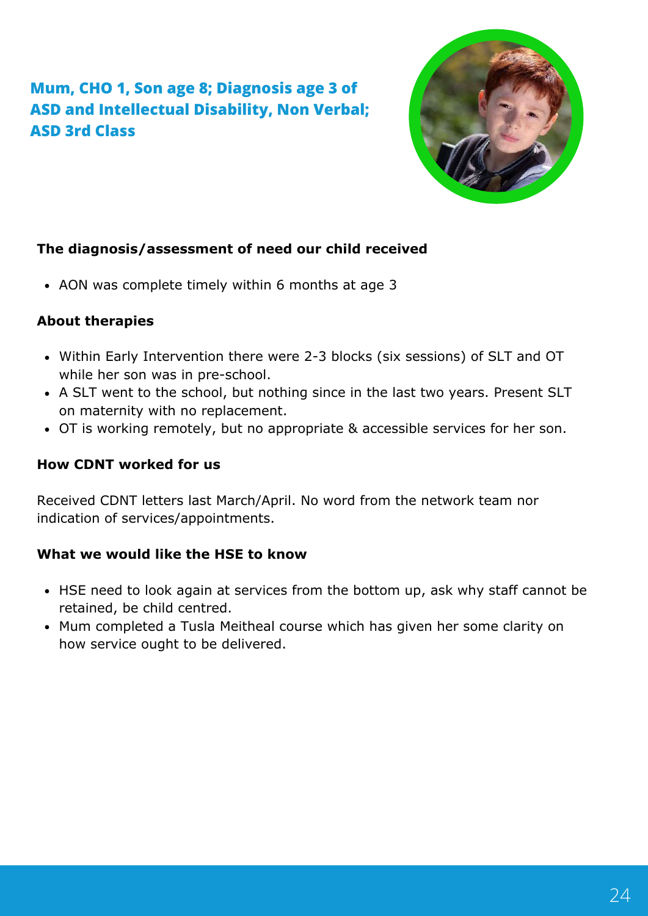## Mum, CHO 1, Son age 8; Diagnosis age 3 of ASD and Intellectual Disability, Non Verbal; ASD 3rd Class

**The diagnosis/assessment of need our child received**

- AON was complete timely within 6 months at age 3

**About therapies**

- Within Early Intervention there were 2-3 blocks (six sessions) of SLT and OT while her son was in pre-school.
- A SLT went to the school, but nothing since in the last two years. Present SLT on maternity with no replacement.
- OT is working remotely, but no appropriate & accessible services for her son.

**How CDNT worked for us**

Received CDNT letters last March/April. No word from the network team nor indication of services/appointments.

**What we would like the HSE to know**

- HSE need to look again at services from the bottom up, ask why staff cannot be retained, be child centred.
- Mum completed a Tusla Meitheal course which has given her some clarity on how service ought to be delivered.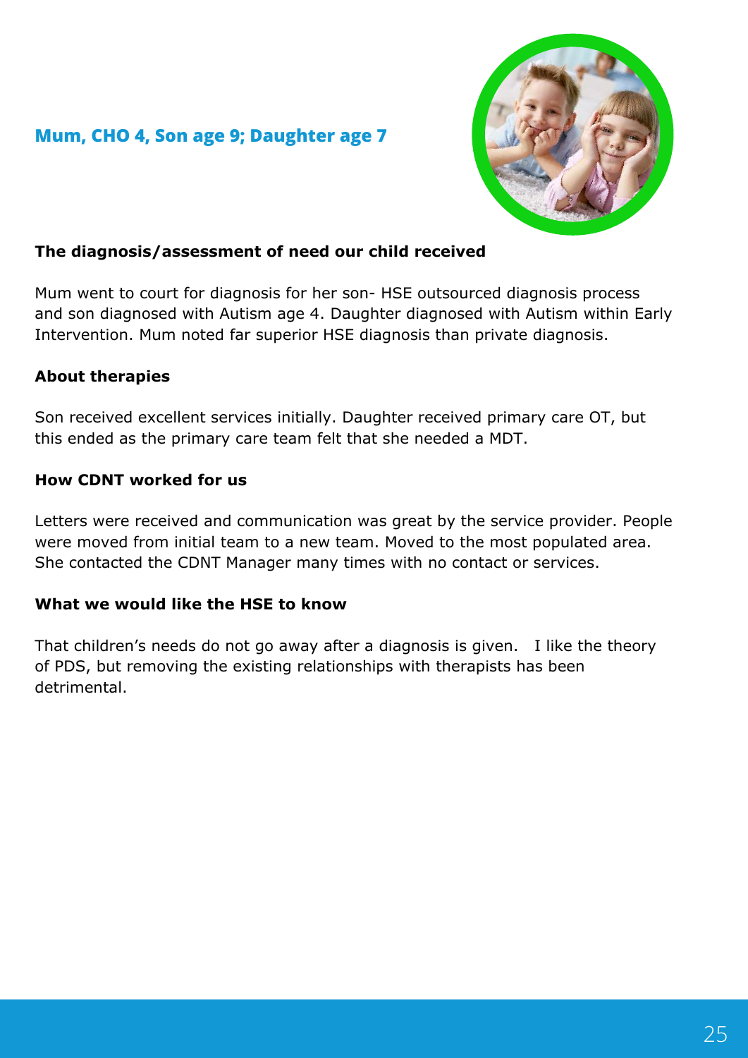## Mum, CHO 4, Son age 9; Daughter age 7

### The diagnosis/assessment of need our child received

Mum went to court for diagnosis for her son- HSE outsourced diagnosis process and son diagnosed with Autism age 4. Daughter diagnosed with Autism within Early Intervention. Mum noted far superior HSE diagnosis than private diagnosis.

### About therapies

Son received excellent services initially. Daughter received primary care OT, but this ended as the primary care team felt that she needed a MDT.

### How CDNT worked for us

Letters were received and communication was great by the service provider. People were moved from initial team to a new team. Moved to the most populated area. She contacted the CDNT Manager many times with no contact or services.

### What we would like the HSE to know

That children's needs do not go away after a diagnosis is given. I like the theory of PDS, but removing the existing relationships with therapists has been detrimental.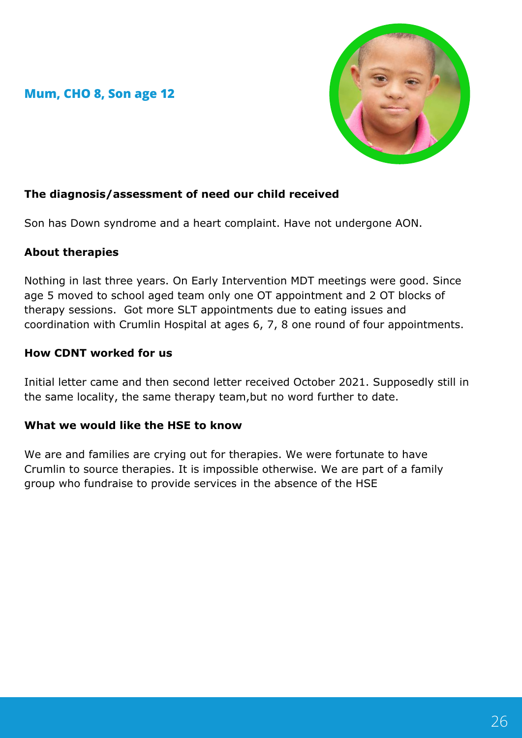## Mum, CHO 8, Son age 12

### The diagnosis/assessment of need our child received

Son has Down syndrome and a heart complaint. Have not undergone AON.

### About therapies

Nothing in last three years. On Early Intervention MDT meetings were good. Since age 5 moved to school aged team only one OT appointment and 2 OT blocks of therapy sessions.  Got more SLT appointments due to eating issues and coordination with Crumlin Hospital at ages 6, 7, 8 one round of four appointments.

### How CDNT worked for us

Initial letter came and then second letter received October 2021. Supposedly still in the same locality, the same therapy team,but no word further to date.

### What we would like the HSE to know

We are and families are crying out for therapies. We were fortunate to have Crumlin to source therapies. It is impossible otherwise. We are part of a family group who fundraise to provide services in the absence of the HSE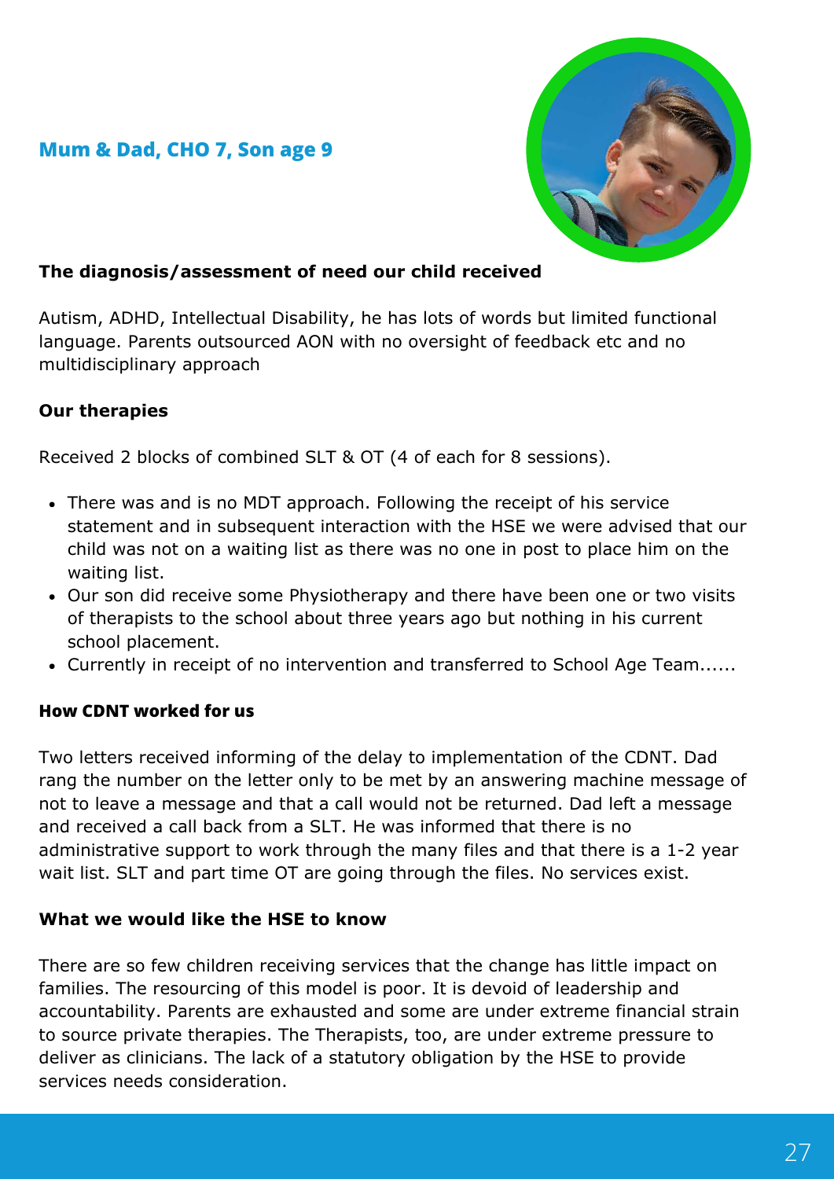## Mum & Dad, CHO 7, Son age 9

### The diagnosis/assessment of need our child received

Autism, ADHD, Intellectual Disability, he has lots of words but limited functional language. Parents outsourced AON with no oversight of feedback etc and no multidisciplinary approach

### Our therapies

Received 2 blocks of combined SLT & OT (4 of each for 8 sessions).

- There was and is no MDT approach. Following the receipt of his service statement and in subsequent interaction with the HSE we were advised that our child was not on a waiting list as there was no one in post to place him on the waiting list.
- Our son did receive some Physiotherapy and there have been one or two visits of therapists to the school about three years ago but nothing in his current school placement.
- Currently in receipt of no intervention and transferred to School Age Team......

### How CDNT worked for us

Two letters received informing of the delay to implementation of the CDNT. Dad rang the number on the letter only to be met by an answering machine message of not to leave a message and that a call would not be returned. Dad left a message and received a call back from a SLT. He was informed that there is no administrative support to work through the many files and that there is a 1-2 year wait list. SLT and part time OT are going through the files. No services exist.

### What we would like the HSE to know

There are so few children receiving services that the change has little impact on families. The resourcing of this model is poor. It is devoid of leadership and accountability. Parents are exhausted and some are under extreme financial strain to source private therapies. The Therapists, too, are under extreme pressure to deliver as clinicians. The lack of a statutory obligation by the HSE to provide services needs consideration.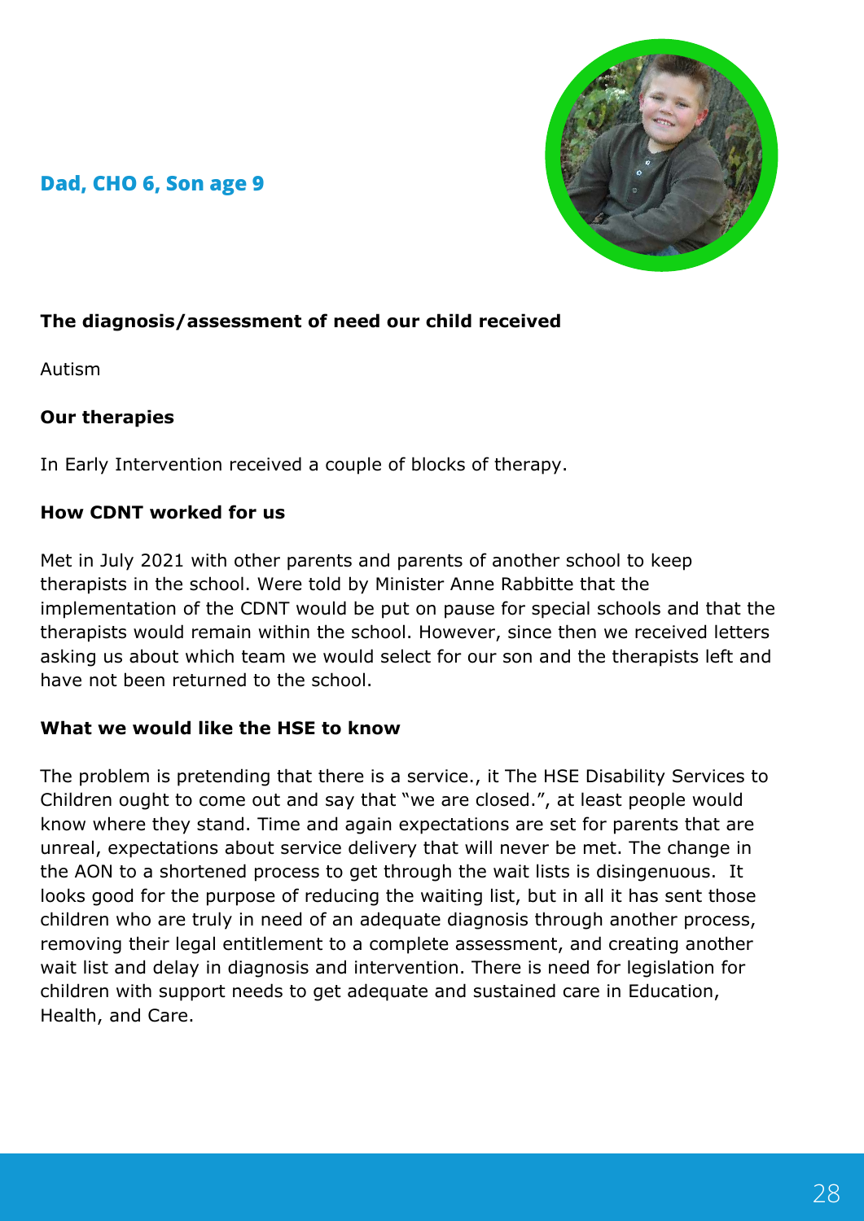## Dad, CHO 6, Son age 9

**The diagnosis/assessment of need our child received**

Autism

**Our therapies**

In Early Intervention received a couple of blocks of therapy.

**How CDNT worked for us**

Met in July 2021 with other parents and parents of another school to keep therapists in the school. Were told by Minister Anne Rabbitte that the implementation of the CDNT would be put on pause for special schools and that the therapists would remain within the school. However, since then we received letters asking us about which team we would select for our son and the therapists left and have not been returned to the school.

**What we would like the HSE to know**

The problem is pretending that there is a service., it The HSE Disability Services to Children ought to come out and say that "we are closed.", at least people would know where they stand. Time and again expectations are set for parents that are unreal, expectations about service delivery that will never be met. The change in the AON to a shortened process to get through the wait lists is disingenuous. It looks good for the purpose of reducing the waiting list, but in all it has sent those children who are truly in need of an adequate diagnosis through another process, removing their legal entitlement to a complete assessment, and creating another wait list and delay in diagnosis and intervention. There is need for legislation for children with support needs to get adequate and sustained care in Education, Health, and Care.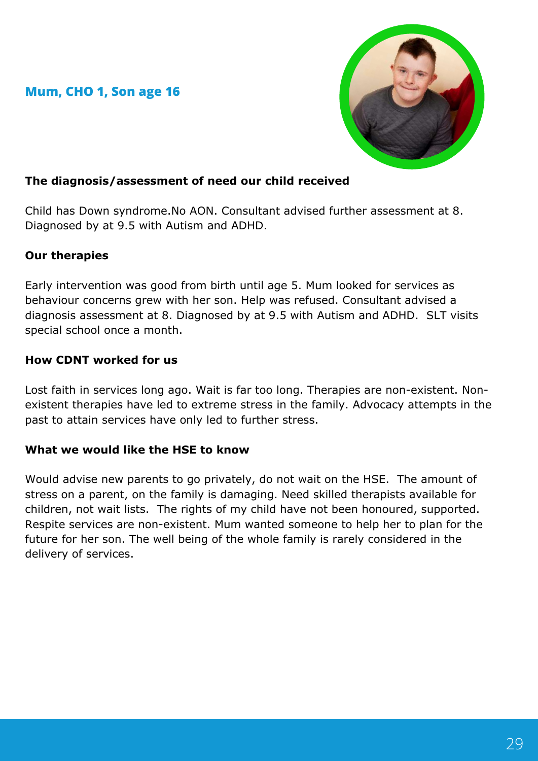## Mum, CHO 1, Son age 16

**The diagnosis/assessment of need our child received**

Child has Down syndrome.No AON. Consultant advised further assessment at 8. Diagnosed by at 9.5 with Autism and ADHD.

**Our therapies**

Early intervention was good from birth until age 5. Mum looked for services as behaviour concerns grew with her son. Help was refused. Consultant advised a diagnosis assessment at 8. Diagnosed by at 9.5 with Autism and ADHD. SLT visits special school once a month.

**How CDNT worked for us**

Lost faith in services long ago. Wait is far too long. Therapies are non-existent. Non-existent therapies have led to extreme stress in the family. Advocacy attempts in the past to attain services have only led to further stress.

**What we would like the HSE to know**

Would advise new parents to go privately, do not wait on the HSE. The amount of stress on a parent, on the family is damaging. Need skilled therapists available for children, not wait lists. The rights of my child have not been honoured, supported. Respite services are non-existent. Mum wanted someone to help her to plan for the future for her son. The well being of the whole family is rarely considered in the delivery of services.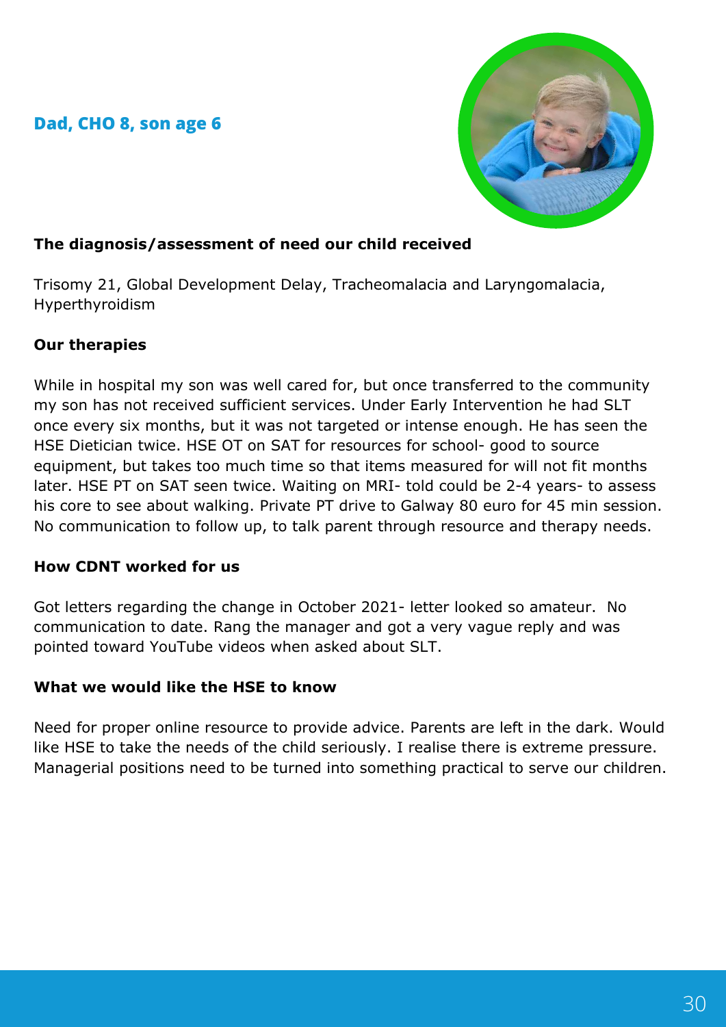## Dad, CHO 8, son age 6

**The diagnosis/assessment of need our child received**

Trisomy 21, Global Development Delay, Tracheomalacia and Laryngomalacia, Hyperthyroidism

**Our therapies**

While in hospital my son was well cared for, but once transferred to the community my son has not received sufficient services. Under Early Intervention he had SLT once every six months, but it was not targeted or intense enough. He has seen the HSE Dietician twice. HSE OT on SAT for resources for school- good to source equipment, but takes too much time so that items measured for will not fit months later. HSE PT on SAT seen twice. Waiting on MRI- told could be 2-4 years- to assess his core to see about walking. Private PT drive to Galway 80 euro for 45 min session. No communication to follow up, to talk parent through resource and therapy needs.

**How CDNT worked for us**

Got letters regarding the change in October 2021- letter looked so amateur. No communication to date. Rang the manager and got a very vague reply and was pointed toward YouTube videos when asked about SLT.

**What we would like the HSE to know**

Need for proper online resource to provide advice. Parents are left in the dark. Would like HSE to take the needs of the child seriously. I realise there is extreme pressure. Managerial positions need to be turned into something practical to serve our children.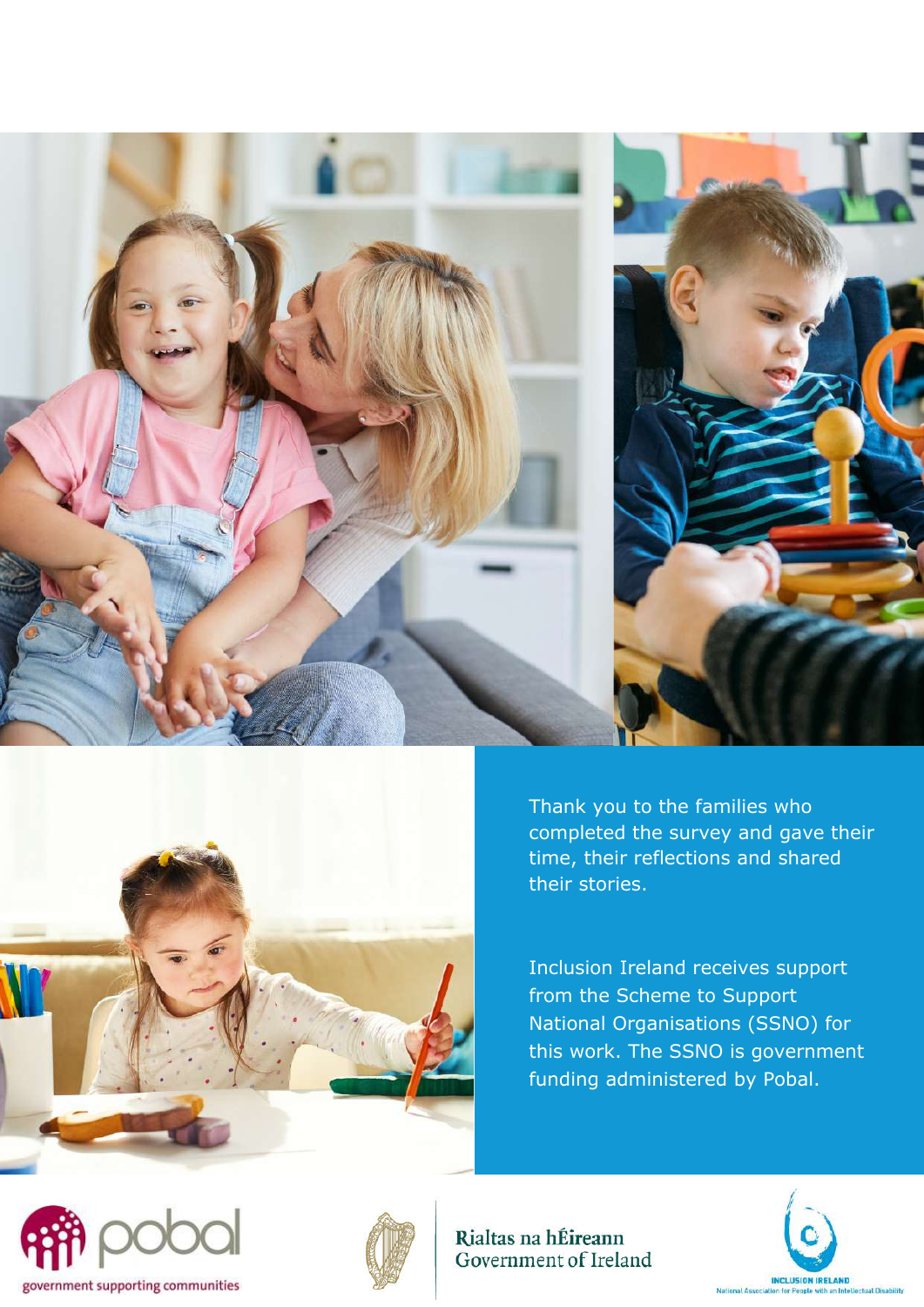Thank you to the families who completed the survey and gave their time, their reflections and shared their stories.

Inclusion Ireland receives support from the Scheme to Support National Organisations (SSNO) for this work. The SSNO is government funding administered by Pobal.

pobal
government supporting communities

Rialtas na hÉireann
Government of Ireland

INCLUSION IRELAND
National Association for People with an Intellectual Disability